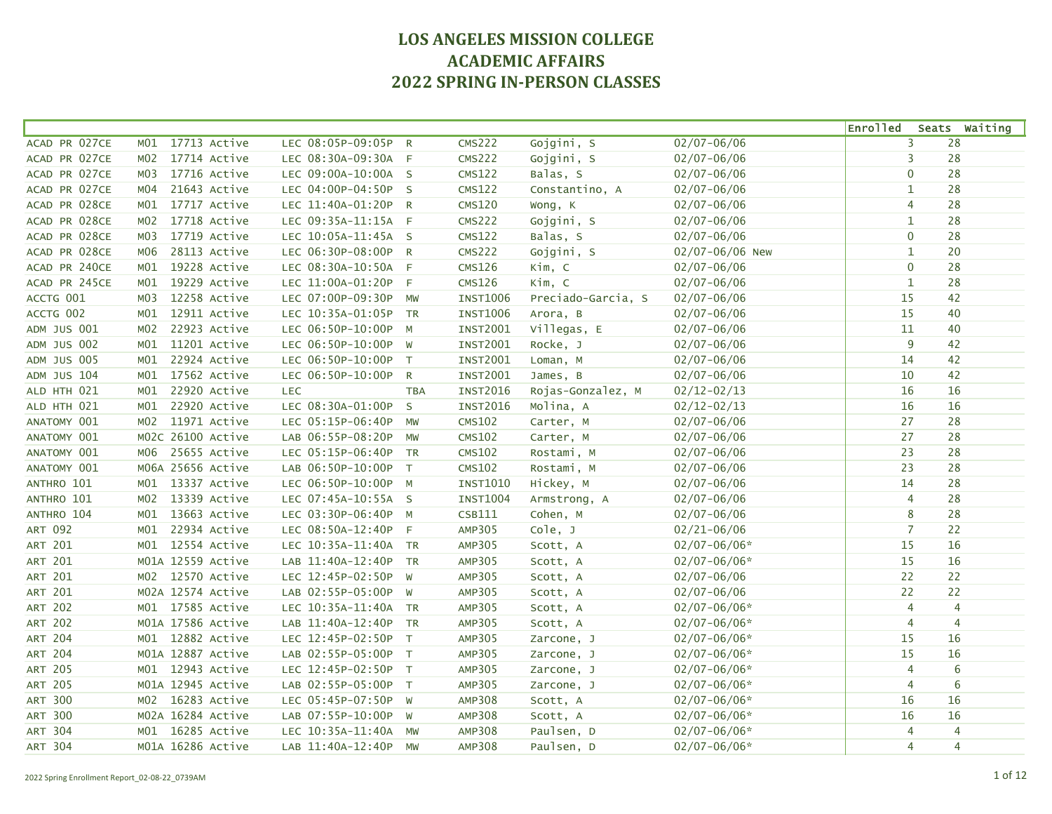# LOS ANGELES MISSION COLLEGE
# ACADEMIC AFFAIRS
# 2022 SPRING IN-PERSON CLASSES

| Course | Section | Class # | Status | Type | Time | Days | Room | Instructor | Dates | Enrolled | Seats | Waiting |
|---|---|---|---|---|---|---|---|---|---|---|---|---|
| ACAD PR 027CE | M01 | 17713 | Active | LEC | 08:05P-09:05P | R | CMS222 | Gojgini, S | 02/07-06/06 | 3 | 28 | |
| ACAD PR 027CE | M02 | 17714 | Active | LEC | 08:30A-09:30A | F | CMS222 | Gojgini, S | 02/07-06/06 | 3 | 28 | |
| ACAD PR 027CE | M03 | 17716 | Active | LEC | 09:00A-10:00A | S | CMS122 | Balas, S | 02/07-06/06 | 0 | 28 | |
| ACAD PR 027CE | M04 | 21643 | Active | LEC | 04:00P-04:50P | S | CMS122 | Constantino, A | 02/07-06/06 | 1 | 28 | |
| ACAD PR 028CE | M01 | 17717 | Active | LEC | 11:40A-01:20P | R | CMS120 | Wong, K | 02/07-06/06 | 4 | 28 | |
| ACAD PR 028CE | M02 | 17718 | Active | LEC | 09:35A-11:15A | F | CMS222 | Gojgini, S | 02/07-06/06 | 1 | 28 | |
| ACAD PR 028CE | M03 | 17719 | Active | LEC | 10:05A-11:45A | S | CMS122 | Balas, S | 02/07-06/06 | 0 | 28 | |
| ACAD PR 028CE | M06 | 28113 | Active | LEC | 06:30P-08:00P | R | CMS222 | Gojgini, S | 02/07-06/06 New | 1 | 20 | |
| ACAD PR 240CE | M01 | 19228 | Active | LEC | 08:30A-10:50A | F | CMS126 | Kim, C | 02/07-06/06 | 0 | 28 | |
| ACAD PR 245CE | M01 | 19229 | Active | LEC | 11:00A-01:20P | F | CMS126 | Kim, C | 02/07-06/06 | 1 | 28 | |
| ACCTG 001 | M03 | 12258 | Active | LEC | 07:00P-09:30P | MW | INST1006 | Preciado-Garcia, S | 02/07-06/06 | 15 | 42 | |
| ACCTG 002 | M01 | 12911 | Active | LEC | 10:35A-01:05P | TR | INST1006 | Arora, B | 02/07-06/06 | 15 | 40 | |
| ADM JUS 001 | M02 | 22923 | Active | LEC | 06:50P-10:00P | M | INST2001 | Villegas, E | 02/07-06/06 | 11 | 40 | |
| ADM JUS 002 | M01 | 11201 | Active | LEC | 06:50P-10:00P | W | INST2001 | Rocke, J | 02/07-06/06 | 9 | 42 | |
| ADM JUS 005 | M01 | 22924 | Active | LEC | 06:50P-10:00P | T | INST2001 | Loman, M | 02/07-06/06 | 14 | 42 | |
| ADM JUS 104 | M01 | 17562 | Active | LEC | 06:50P-10:00P | R | INST2001 | James, B | 02/07-06/06 | 10 | 42 | |
| ALD HTH 021 | M01 | 22920 | Active | LEC | | TBA | INST2016 | Rojas-Gonzalez, M | 02/12-02/13 | 16 | 16 | |
| ALD HTH 021 | M01 | 22920 | Active | LEC | 08:30A-01:00P | S | INST2016 | Molina, A | 02/12-02/13 | 16 | 16 | |
| ANATOMY 001 | M02 | 11971 | Active | LEC | 05:15P-06:40P | MW | CMS102 | Carter, M | 02/07-06/06 | 27 | 28 | |
| ANATOMY 001 | M02C | 26100 | Active | LAB | 06:55P-08:20P | MW | CMS102 | Carter, M | 02/07-06/06 | 27 | 28 | |
| ANATOMY 001 | M06 | 25655 | Active | LEC | 05:15P-06:40P | TR | CMS102 | Rostami, M | 02/07-06/06 | 23 | 28 | |
| ANATOMY 001 | M06A | 25656 | Active | LAB | 06:50P-10:00P | T | CMS102 | Rostami, M | 02/07-06/06 | 23 | 28 | |
| ANTHRO 101 | M01 | 13337 | Active | LEC | 06:50P-10:00P | M | INST1010 | Hickey, M | 02/07-06/06 | 14 | 28 | |
| ANTHRO 101 | M02 | 13339 | Active | LEC | 07:45A-10:55A | S | INST1004 | Armstrong, A | 02/07-06/06 | 4 | 28 | |
| ANTHRO 104 | M01 | 13663 | Active | LEC | 03:30P-06:40P | M | CSB111 | Cohen, M | 02/07-06/06 | 8 | 28 | |
| ART 092 | M01 | 22934 | Active | LEC | 08:50A-12:40P | F | AMP305 | Cole, J | 02/21-06/06 | 7 | 22 | |
| ART 201 | M01 | 12554 | Active | LEC | 10:35A-11:40A | TR | AMP305 | Scott, A | 02/07-06/06* | 15 | 16 | |
| ART 201 | M01A | 12559 | Active | LAB | 11:40A-12:40P | TR | AMP305 | Scott, A | 02/07-06/06* | 15 | 16 | |
| ART 201 | M02 | 12570 | Active | LEC | 12:45P-02:50P | W | AMP305 | Scott, A | 02/07-06/06 | 22 | 22 | |
| ART 201 | M02A | 12574 | Active | LAB | 02:55P-05:00P | W | AMP305 | Scott, A | 02/07-06/06 | 22 | 22 | |
| ART 202 | M01 | 17585 | Active | LEC | 10:35A-11:40A | TR | AMP305 | Scott, A | 02/07-06/06* | 4 | 4 | |
| ART 202 | M01A | 17586 | Active | LAB | 11:40A-12:40P | TR | AMP305 | Scott, A | 02/07-06/06* | 4 | 4 | |
| ART 204 | M01 | 12882 | Active | LEC | 12:45P-02:50P | T | AMP305 | Zarcone, J | 02/07-06/06* | 15 | 16 | |
| ART 204 | M01A | 12887 | Active | LAB | 02:55P-05:00P | T | AMP305 | Zarcone, J | 02/07-06/06* | 15 | 16 | |
| ART 205 | M01 | 12943 | Active | LEC | 12:45P-02:50P | T | AMP305 | Zarcone, J | 02/07-06/06* | 4 | 6 | |
| ART 205 | M01A | 12945 | Active | LAB | 02:55P-05:00P | T | AMP305 | Zarcone, J | 02/07-06/06* | 4 | 6 | |
| ART 300 | M02 | 16283 | Active | LEC | 05:45P-07:50P | W | AMP308 | Scott, A | 02/07-06/06* | 16 | 16 | |
| ART 300 | M02A | 16284 | Active | LAB | 07:55P-10:00P | W | AMP308 | Scott, A | 02/07-06/06* | 16 | 16 | |
| ART 304 | M01 | 16285 | Active | LEC | 10:35A-11:40A | MW | AMP308 | Paulsen, D | 02/07-06/06* | 4 | 4 | |
| ART 304 | M01A | 16286 | Active | LAB | 11:40A-12:40P | MW | AMP308 | Paulsen, D | 02/07-06/06* | 4 | 4 | |

2022 Spring Enrollment Report_02-08-22_0739AM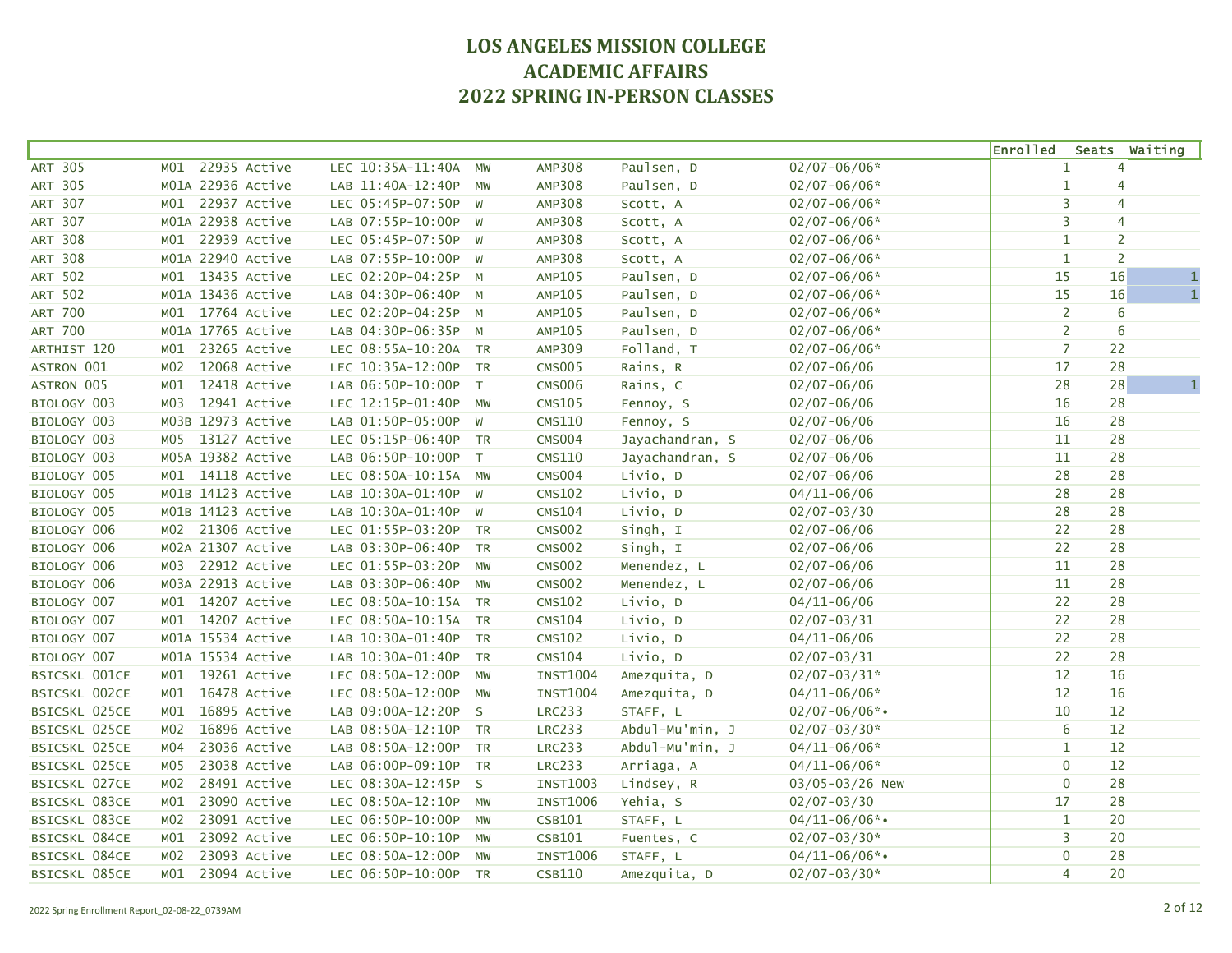# LOS ANGELES MISSION COLLEGE
# ACADEMIC AFFAIRS
# 2022 SPRING IN-PERSON CLASSES

| Course | Section | Class # | Status | Type | Time | Days | Room | Instructor | Dates | Enrolled | Seats | Waiting |
|---|---|---|---|---|---|---|---|---|---|---|---|---|
| ART 305 | M01 | 22935 | Active | LEC | 10:35A-11:40A | MW | AMP308 | Paulsen, D | 02/07-06/06* | 1 | 4 | |
| ART 305 | M01A | 22936 | Active | LAB | 11:40A-12:40P | MW | AMP308 | Paulsen, D | 02/07-06/06* | 1 | 4 | |
| ART 307 | M01 | 22937 | Active | LEC | 05:45P-07:50P | W | AMP308 | Scott, A | 02/07-06/06* | 3 | 4 | |
| ART 307 | M01A | 22938 | Active | LAB | 07:55P-10:00P | W | AMP308 | Scott, A | 02/07-06/06* | 3 | 4 | |
| ART 308 | M01 | 22939 | Active | LEC | 05:45P-07:50P | W | AMP308 | Scott, A | 02/07-06/06* | 1 | 2 | |
| ART 308 | M01A | 22940 | Active | LAB | 07:55P-10:00P | W | AMP308 | Scott, A | 02/07-06/06* | 1 | 2 | |
| ART 502 | M01 | 13435 | Active | LEC | 02:20P-04:25P | M | AMP105 | Paulsen, D | 02/07-06/06* | 15 | 16 | 1 |
| ART 502 | M01A | 13436 | Active | LAB | 04:30P-06:40P | M | AMP105 | Paulsen, D | 02/07-06/06* | 15 | 16 | 1 |
| ART 700 | M01 | 17764 | Active | LEC | 02:20P-04:25P | M | AMP105 | Paulsen, D | 02/07-06/06* | 2 | 6 | |
| ART 700 | M01A | 17765 | Active | LAB | 04:30P-06:35P | M | AMP105 | Paulsen, D | 02/07-06/06* | 2 | 6 | |
| ARTHIST 120 | M01 | 23265 | Active | LEC | 08:55A-10:20A | TR | AMP309 | Folland, T | 02/07-06/06* | 7 | 22 | |
| ASTRON 001 | M02 | 12068 | Active | LEC | 10:35A-12:00P | TR | CMS005 | Rains, R | 02/07-06/06 | 17 | 28 | |
| ASTRON 005 | M01 | 12418 | Active | LAB | 06:50P-10:00P | T | CMS006 | Rains, C | 02/07-06/06 | 28 | 28 | 1 |
| BIOLOGY 003 | M03 | 12941 | Active | LEC | 12:15P-01:40P | MW | CMS105 | Fennoy, S | 02/07-06/06 | 16 | 28 | |
| BIOLOGY 003 | M03B | 12973 | Active | LAB | 01:50P-05:00P | W | CMS110 | Fennoy, S | 02/07-06/06 | 16 | 28 | |
| BIOLOGY 003 | M05 | 13127 | Active | LEC | 05:15P-06:40P | TR | CMS004 | Jayachandran, S | 02/07-06/06 | 11 | 28 | |
| BIOLOGY 003 | M05A | 19382 | Active | LAB | 06:50P-10:00P | T | CMS110 | Jayachandran, S | 02/07-06/06 | 11 | 28 | |
| BIOLOGY 005 | M01 | 14118 | Active | LEC | 08:50A-10:15A | MW | CMS004 | Livio, D | 02/07-06/06 | 28 | 28 | |
| BIOLOGY 005 | M01B | 14123 | Active | LAB | 10:30A-01:40P | W | CMS102 | Livio, D | 04/11-06/06 | 28 | 28 | |
| BIOLOGY 005 | M01B | 14123 | Active | LAB | 10:30A-01:40P | W | CMS104 | Livio, D | 02/07-03/30 | 28 | 28 | |
| BIOLOGY 006 | M02 | 21306 | Active | LEC | 01:55P-03:20P | TR | CMS002 | Singh, I | 02/07-06/06 | 22 | 28 | |
| BIOLOGY 006 | M02A | 21307 | Active | LAB | 03:30P-06:40P | TR | CMS002 | Singh, I | 02/07-06/06 | 22 | 28 | |
| BIOLOGY 006 | M03 | 22912 | Active | LEC | 01:55P-03:20P | MW | CMS002 | Menendez, L | 02/07-06/06 | 11 | 28 | |
| BIOLOGY 006 | M03A | 22913 | Active | LAB | 03:30P-06:40P | MW | CMS002 | Menendez, L | 02/07-06/06 | 11 | 28 | |
| BIOLOGY 007 | M01 | 14207 | Active | LEC | 08:50A-10:15A | TR | CMS102 | Livio, D | 04/11-06/06 | 22 | 28 | |
| BIOLOGY 007 | M01 | 14207 | Active | LEC | 08:50A-10:15A | TR | CMS104 | Livio, D | 02/07-03/31 | 22 | 28 | |
| BIOLOGY 007 | M01A | 15534 | Active | LAB | 10:30A-01:40P | TR | CMS102 | Livio, D | 04/11-06/06 | 22 | 28 | |
| BIOLOGY 007 | M01A | 15534 | Active | LAB | 10:30A-01:40P | TR | CMS104 | Livio, D | 02/07-03/31 | 22 | 28 | |
| BSICSKL 001CE | M01 | 19261 | Active | LEC | 08:50A-12:00P | MW | INST1004 | Amezquita, D | 02/07-03/31* | 12 | 16 | |
| BSICSKL 002CE | M01 | 16478 | Active | LEC | 08:50A-12:00P | MW | INST1004 | Amezquita, D | 04/11-06/06* | 12 | 16 | |
| BSICSKL 025CE | M01 | 16895 | Active | LAB | 09:00A-12:20P | S | LRC233 | STAFF, L | 02/07-06/06*• | 10 | 12 | |
| BSICSKL 025CE | M02 | 16896 | Active | LAB | 08:50A-12:10P | TR | LRC233 | Abdul-Mu'min, J | 02/07-03/30* | 6 | 12 | |
| BSICSKL 025CE | M04 | 23036 | Active | LAB | 08:50A-12:00P | TR | LRC233 | Abdul-Mu'min, J | 04/11-06/06* | 1 | 12 | |
| BSICSKL 025CE | M05 | 23038 | Active | LAB | 06:00P-09:10P | TR | LRC233 | Arriaga, A | 04/11-06/06* | 0 | 12 | |
| BSICSKL 027CE | M02 | 28491 | Active | LEC | 08:30A-12:45P | S | INST1003 | Lindsey, R | 03/05-03/26 New | 0 | 28 | |
| BSICSKL 083CE | M01 | 23090 | Active | LEC | 08:50A-12:10P | MW | INST1006 | Yehia, S | 02/07-03/30 | 17 | 28 | |
| BSICSKL 083CE | M02 | 23091 | Active | LEC | 06:50P-10:00P | MW | CSB101 | STAFF, L | 04/11-06/06*• | 1 | 20 | |
| BSICSKL 084CE | M01 | 23092 | Active | LEC | 06:50P-10:10P | MW | CSB101 | Fuentes, C | 02/07-03/30* | 3 | 20 | |
| BSICSKL 084CE | M02 | 23093 | Active | LEC | 08:50A-12:00P | MW | INST1006 | STAFF, L | 04/11-06/06*• | 0 | 28 | |
| BSICSKL 085CE | M01 | 23094 | Active | LEC | 06:50P-10:00P | TR | CSB110 | Amezquita, D | 02/07-03/30* | 4 | 20 | |

2022 Spring Enrollment Report_02-08-22_0739AM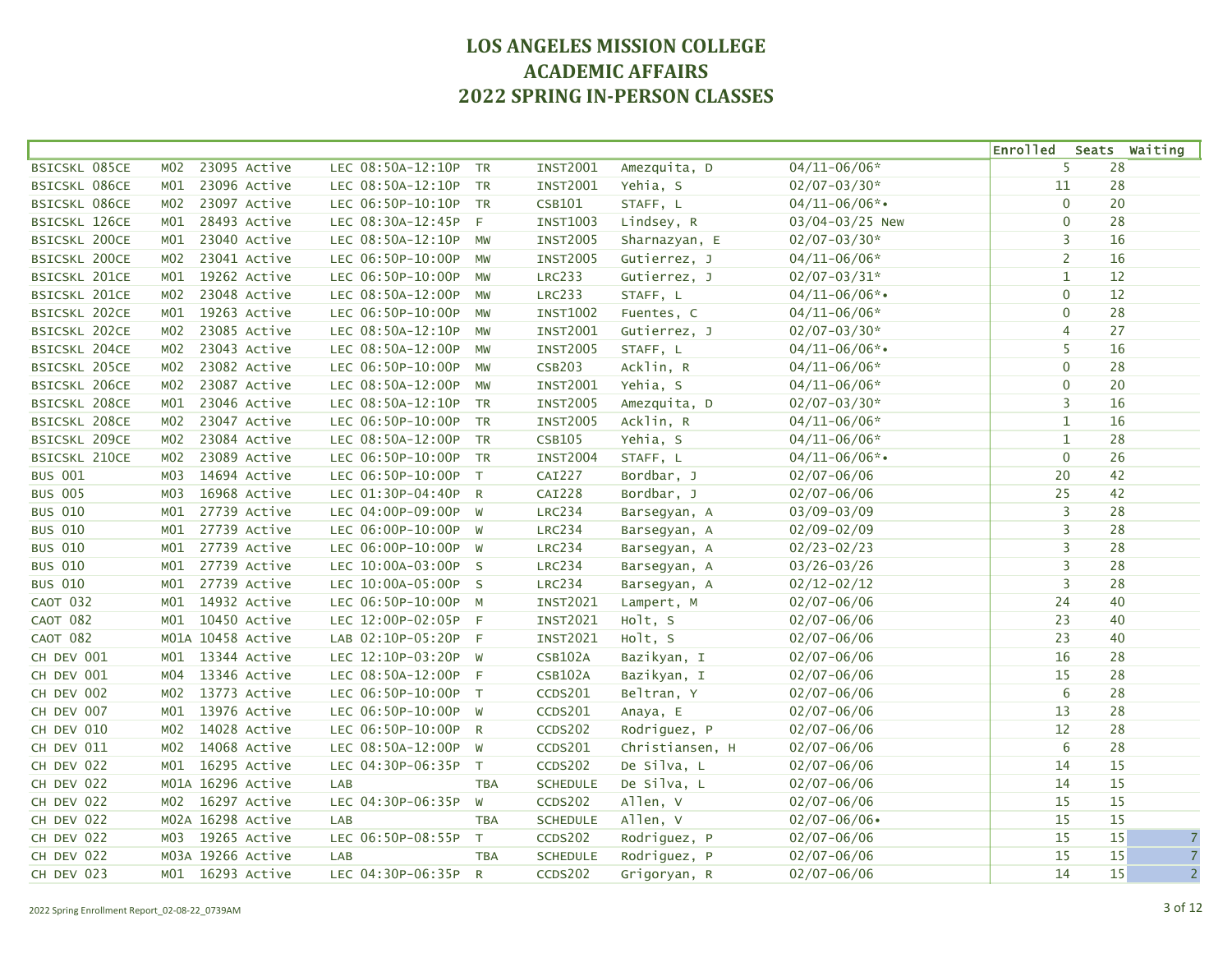# LOS ANGELES MISSION COLLEGE
# ACADEMIC AFFAIRS
# 2022 SPRING IN-PERSON CLASSES

| Course | Section | Class # | Status | Type | Time | Days | Room | Instructor | Dates | Enrolled | Seats | Waiting |
|---|---|---|---|---|---|---|---|---|---|---|---|---|
| BSICSKL 085CE | M02 | 23095 | Active | LEC | 08:50A-12:10P | TR | INST2001 | Amezquita, D | 04/11-06/06* | 5 | 28 | |
| BSICSKL 086CE | M01 | 23096 | Active | LEC | 08:50A-12:10P | TR | INST2001 | Yehia, S | 02/07-03/30* | 11 | 28 | |
| BSICSKL 086CE | M02 | 23097 | Active | LEC | 06:50P-10:10P | TR | CSB101 | STAFF, L | 04/11-06/06*• | 0 | 20 | |
| BSICSKL 126CE | M01 | 28493 | Active | LEC | 08:30A-12:45P | F | INST1003 | Lindsey, R | 03/04-03/25 New | 0 | 28 | |
| BSICSKL 200CE | M01 | 23040 | Active | LEC | 08:50A-12:10P | MW | INST2005 | Sharnazyan, E | 02/07-03/30* | 3 | 16 | |
| BSICSKL 200CE | M02 | 23041 | Active | LEC | 06:50P-10:00P | MW | INST2005 | Gutierrez, J | 04/11-06/06* | 2 | 16 | |
| BSICSKL 201CE | M01 | 19262 | Active | LEC | 06:50P-10:00P | MW | LRC233 | Gutierrez, J | 02/07-03/31* | 1 | 12 | |
| BSICSKL 201CE | M02 | 23048 | Active | LEC | 08:50A-12:00P | MW | LRC233 | STAFF, L | 04/11-06/06*• | 0 | 12 | |
| BSICSKL 202CE | M01 | 19263 | Active | LEC | 06:50P-10:00P | MW | INST1002 | Fuentes, C | 04/11-06/06* | 0 | 28 | |
| BSICSKL 202CE | M02 | 23085 | Active | LEC | 08:50A-12:10P | MW | INST2001 | Gutierrez, J | 02/07-03/30* | 4 | 27 | |
| BSICSKL 204CE | M02 | 23043 | Active | LEC | 08:50A-12:00P | MW | INST2005 | STAFF, L | 04/11-06/06*• | 5 | 16 | |
| BSICSKL 205CE | M02 | 23082 | Active | LEC | 06:50P-10:00P | MW | CSB203 | Acklin, R | 04/11-06/06* | 0 | 28 | |
| BSICSKL 206CE | M02 | 23087 | Active | LEC | 08:50A-12:00P | MW | INST2001 | Yehia, S | 04/11-06/06* | 0 | 20 | |
| BSICSKL 208CE | M01 | 23046 | Active | LEC | 08:50A-12:10P | TR | INST2005 | Amezquita, D | 02/07-03/30* | 3 | 16 | |
| BSICSKL 208CE | M02 | 23047 | Active | LEC | 06:50P-10:00P | TR | INST2005 | Acklin, R | 04/11-06/06* | 1 | 16 | |
| BSICSKL 209CE | M02 | 23084 | Active | LEC | 08:50A-12:00P | TR | CSB105 | Yehia, S | 04/11-06/06* | 1 | 28 | |
| BSICSKL 210CE | M02 | 23089 | Active | LEC | 06:50P-10:00P | TR | INST2004 | STAFF, L | 04/11-06/06*• | 0 | 26 | |
| BUS 001 | M03 | 14694 | Active | LEC | 06:50P-10:00P | T | CAI227 | Bordbar, J | 02/07-06/06 | 20 | 42 | |
| BUS 005 | M03 | 16968 | Active | LEC | 01:30P-04:40P | R | CAI228 | Bordbar, J | 02/07-06/06 | 25 | 42 | |
| BUS 010 | M01 | 27739 | Active | LEC | 04:00P-09:00P | W | LRC234 | Barsegyan, A | 03/09-03/09 | 3 | 28 | |
| BUS 010 | M01 | 27739 | Active | LEC | 06:00P-10:00P | W | LRC234 | Barsegyan, A | 02/09-02/09 | 3 | 28 | |
| BUS 010 | M01 | 27739 | Active | LEC | 06:00P-10:00P | W | LRC234 | Barsegyan, A | 02/23-02/23 | 3 | 28 | |
| BUS 010 | M01 | 27739 | Active | LEC | 10:00A-03:00P | S | LRC234 | Barsegyan, A | 03/26-03/26 | 3 | 28 | |
| BUS 010 | M01 | 27739 | Active | LEC | 10:00A-05:00P | S | LRC234 | Barsegyan, A | 02/12-02/12 | 3 | 28 | |
| CAOT 032 | M01 | 14932 | Active | LEC | 06:50P-10:00P | M | INST2021 | Lampert, M | 02/07-06/06 | 24 | 40 | |
| CAOT 082 | M01 | 10450 | Active | LEC | 12:00P-02:05P | F | INST2021 | Holt, S | 02/07-06/06 | 23 | 40 | |
| CAOT 082 | M01A | 10458 | Active | LAB | 02:10P-05:20P | F | INST2021 | Holt, S | 02/07-06/06 | 23 | 40 | |
| CH DEV 001 | M01 | 13344 | Active | LEC | 12:10P-03:20P | W | CSB102A | Bazikyan, I | 02/07-06/06 | 16 | 28 | |
| CH DEV 001 | M04 | 13346 | Active | LEC | 08:50A-12:00P | F | CSB102A | Bazikyan, I | 02/07-06/06 | 15 | 28 | |
| CH DEV 002 | M02 | 13773 | Active | LEC | 06:50P-10:00P | T | CCDS201 | Beltran, Y | 02/07-06/06 | 6 | 28 | |
| CH DEV 007 | M01 | 13976 | Active | LEC | 06:50P-10:00P | W | CCDS201 | Anaya, E | 02/07-06/06 | 13 | 28 | |
| CH DEV 010 | M02 | 14028 | Active | LEC | 06:50P-10:00P | R | CCDS202 | Rodriguez, P | 02/07-06/06 | 12 | 28 | |
| CH DEV 011 | M02 | 14068 | Active | LEC | 08:50A-12:00P | W | CCDS201 | Christiansen, H | 02/07-06/06 | 6 | 28 | |
| CH DEV 022 | M01 | 16295 | Active | LEC | 04:30P-06:35P | T | CCDS202 | De Silva, L | 02/07-06/06 | 14 | 15 | |
| CH DEV 022 | M01A | 16296 | Active | LAB | | TBA | SCHEDULE | De Silva, L | 02/07-06/06 | 14 | 15 | |
| CH DEV 022 | M02 | 16297 | Active | LEC | 04:30P-06:35P | W | CCDS202 | Allen, V | 02/07-06/06 | 15 | 15 | |
| CH DEV 022 | M02A | 16298 | Active | LAB | | TBA | SCHEDULE | Allen, V | 02/07-06/06• | 15 | 15 | |
| CH DEV 022 | M03 | 19265 | Active | LEC | 06:50P-08:55P | T | CCDS202 | Rodriguez, P | 02/07-06/06 | 15 | 15 | 7 |
| CH DEV 022 | M03A | 19266 | Active | LAB | | TBA | SCHEDULE | Rodriguez, P | 02/07-06/06 | 15 | 15 | 7 |
| CH DEV 023 | M01 | 16293 | Active | LEC | 04:30P-06:35P | R | CCDS202 | Grigoryan, R | 02/07-06/06 | 14 | 15 | 2 |

2022 Spring Enrollment Report_02-08-22_0739AM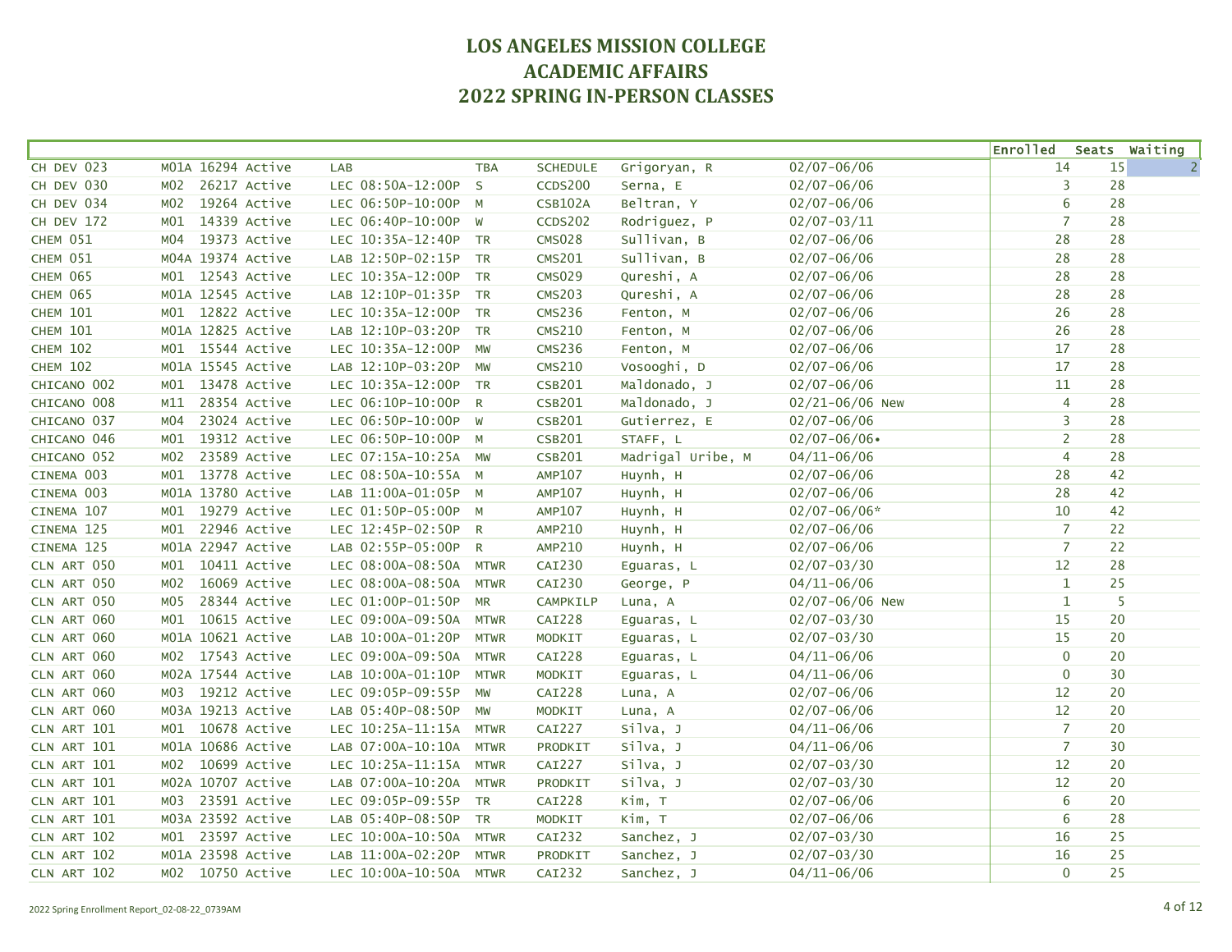# LOS ANGELES MISSION COLLEGE
# ACADEMIC AFFAIRS
# 2022 SPRING IN-PERSON CLASSES

| Course | Section | Class # | Status | Type | Time | Days | Room | Instructor | Dates | Enrolled | Seats | Waiting |
|---|---|---|---|---|---|---|---|---|---|---|---|---|
| CH DEV 023 | M01A | 16294 | Active | LAB | | TBA | SCHEDULE | Grigoryan, R | 02/07-06/06 | 14 | 15 | 2 |
| CH DEV 030 | M02 | 26217 | Active | LEC | 08:50A-12:00P | S | CCDS200 | Serna, E | 02/07-06/06 | 3 | 28 | |
| CH DEV 034 | M02 | 19264 | Active | LEC | 06:50P-10:00P | M | CSB102A | Beltran, Y | 02/07-06/06 | 6 | 28 | |
| CH DEV 172 | M01 | 14339 | Active | LEC | 06:40P-10:00P | W | CCDS202 | Rodriguez, P | 02/07-03/11 | 7 | 28 | |
| CHEM 051 | M04 | 19373 | Active | LEC | 10:35A-12:40P | TR | CMS028 | Sullivan, B | 02/07-06/06 | 28 | 28 | |
| CHEM 051 | M04A | 19374 | Active | LAB | 12:50P-02:15P | TR | CMS201 | Sullivan, B | 02/07-06/06 | 28 | 28 | |
| CHEM 065 | M01 | 12543 | Active | LEC | 10:35A-12:00P | TR | CMS029 | Qureshi, A | 02/07-06/06 | 28 | 28 | |
| CHEM 065 | M01A | 12545 | Active | LAB | 12:10P-01:35P | TR | CMS203 | Qureshi, A | 02/07-06/06 | 28 | 28 | |
| CHEM 101 | M01 | 12822 | Active | LEC | 10:35A-12:00P | TR | CMS236 | Fenton, M | 02/07-06/06 | 26 | 28 | |
| CHEM 101 | M01A | 12825 | Active | LAB | 12:10P-03:20P | TR | CMS210 | Fenton, M | 02/07-06/06 | 26 | 28 | |
| CHEM 102 | M01 | 15544 | Active | LEC | 10:35A-12:00P | MW | CMS236 | Fenton, M | 02/07-06/06 | 17 | 28 | |
| CHEM 102 | M01A | 15545 | Active | LAB | 12:10P-03:20P | MW | CMS210 | Vosooghi, D | 02/07-06/06 | 17 | 28 | |
| CHICANO 002 | M01 | 13478 | Active | LEC | 10:35A-12:00P | TR | CSB201 | Maldonado, J | 02/07-06/06 | 11 | 28 | |
| CHICANO 008 | M11 | 28354 | Active | LEC | 06:10P-10:00P | R | CSB201 | Maldonado, J | 02/21-06/06 New | 4 | 28 | |
| CHICANO 037 | M04 | 23024 | Active | LEC | 06:50P-10:00P | W | CSB201 | Gutierrez, E | 02/07-06/06 | 3 | 28 | |
| CHICANO 046 | M01 | 19312 | Active | LEC | 06:50P-10:00P | M | CSB201 | STAFF, L | 02/07-06/06• | 2 | 28 | |
| CHICANO 052 | M02 | 23589 | Active | LEC | 07:15A-10:25A | MW | CSB201 | Madrigal Uribe, M | 04/11-06/06 | 4 | 28 | |
| CINEMA 003 | M01 | 13778 | Active | LEC | 08:50A-10:55A | M | AMP107 | Huynh, H | 02/07-06/06 | 28 | 42 | |
| CINEMA 003 | M01A | 13780 | Active | LAB | 11:00A-01:05P | M | AMP107 | Huynh, H | 02/07-06/06 | 28 | 42 | |
| CINEMA 107 | M01 | 19279 | Active | LEC | 01:50P-05:00P | M | AMP107 | Huynh, H | 02/07-06/06* | 10 | 42 | |
| CINEMA 125 | M01 | 22946 | Active | LEC | 12:45P-02:50P | R | AMP210 | Huynh, H | 02/07-06/06 | 7 | 22 | |
| CINEMA 125 | M01A | 22947 | Active | LAB | 02:55P-05:00P | R | AMP210 | Huynh, H | 02/07-06/06 | 7 | 22 | |
| CLN ART 050 | M01 | 10411 | Active | LEC | 08:00A-08:50A | MTWR | CAI230 | Eguaras, L | 02/07-03/30 | 12 | 28 | |
| CLN ART 050 | M02 | 16069 | Active | LEC | 08:00A-08:50A | MTWR | CAI230 | George, P | 04/11-06/06 | 1 | 25 | |
| CLN ART 050 | M05 | 28344 | Active | LEC | 01:00P-01:50P | MR | CAMPKILP | Luna, A | 02/07-06/06 New | 1 | 5 | |
| CLN ART 060 | M01 | 10615 | Active | LEC | 09:00A-09:50A | MTWR | CAI228 | Eguaras, L | 02/07-03/30 | 15 | 20 | |
| CLN ART 060 | M01A | 10621 | Active | LAB | 10:00A-01:20P | MTWR | MODKIT | Eguaras, L | 02/07-03/30 | 15 | 20 | |
| CLN ART 060 | M02 | 17543 | Active | LEC | 09:00A-09:50A | MTWR | CAI228 | Eguaras, L | 04/11-06/06 | 0 | 20 | |
| CLN ART 060 | M02A | 17544 | Active | LAB | 10:00A-01:10P | MTWR | MODKIT | Eguaras, L | 04/11-06/06 | 0 | 30 | |
| CLN ART 060 | M03 | 19212 | Active | LEC | 09:05P-09:55P | MW | CAI228 | Luna, A | 02/07-06/06 | 12 | 20 | |
| CLN ART 060 | M03A | 19213 | Active | LAB | 05:40P-08:50P | MW | MODKIT | Luna, A | 02/07-06/06 | 12 | 20 | |
| CLN ART 101 | M01 | 10678 | Active | LEC | 10:25A-11:15A | MTWR | CAI227 | Silva, J | 04/11-06/06 | 7 | 20 | |
| CLN ART 101 | M01A | 10686 | Active | LAB | 07:00A-10:10A | MTWR | PRODKIT | Silva, J | 04/11-06/06 | 7 | 30 | |
| CLN ART 101 | M02 | 10699 | Active | LEC | 10:25A-11:15A | MTWR | CAI227 | Silva, J | 02/07-03/30 | 12 | 20 | |
| CLN ART 101 | M02A | 10707 | Active | LAB | 07:00A-10:20A | MTWR | PRODKIT | Silva, J | 02/07-03/30 | 12 | 20 | |
| CLN ART 101 | M03 | 23591 | Active | LEC | 09:05P-09:55P | TR | CAI228 | Kim, T | 02/07-06/06 | 6 | 20 | |
| CLN ART 101 | M03A | 23592 | Active | LAB | 05:40P-08:50P | TR | MODKIT | Kim, T | 02/07-06/06 | 6 | 28 | |
| CLN ART 102 | M01 | 23597 | Active | LEC | 10:00A-10:50A | MTWR | CAI232 | Sanchez, J | 02/07-03/30 | 16 | 25 | |
| CLN ART 102 | M01A | 23598 | Active | LAB | 11:00A-02:20P | MTWR | PRODKIT | Sanchez, J | 02/07-03/30 | 16 | 25 | |
| CLN ART 102 | M02 | 10750 | Active | LEC | 10:00A-10:50A | MTWR | CAI232 | Sanchez, J | 04/11-06/06 | 0 | 25 | |

2022 Spring Enrollment Report_02-08-22_0739AM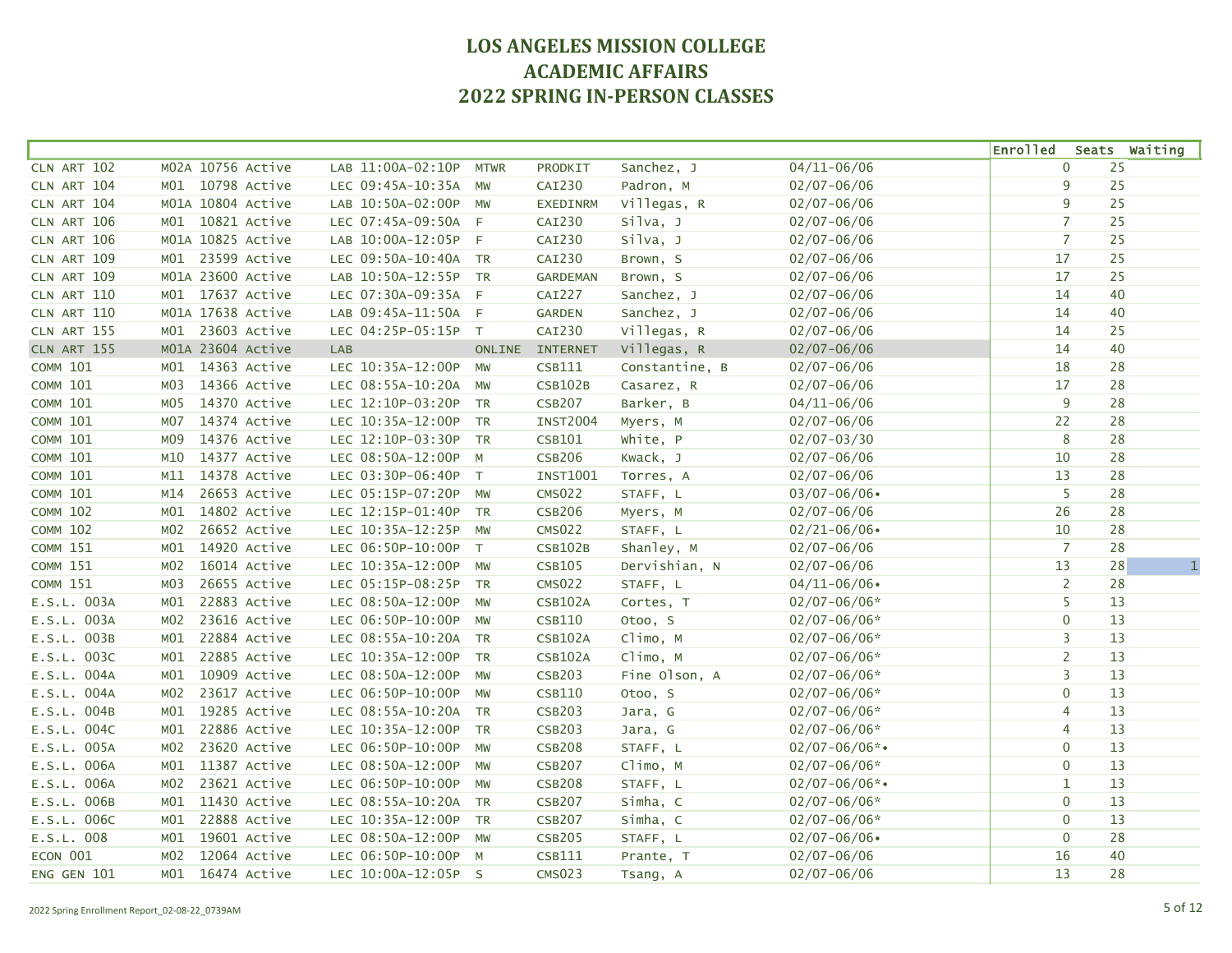# LOS ANGELES MISSION COLLEGE
# ACADEMIC AFFAIRS
# 2022 SPRING IN-PERSON CLASSES

| Course | Section | Class # | Status | Type | Time | Days | Room | Instructor | Dates | Enrolled | Seats | Waiting |
|---|---|---|---|---|---|---|---|---|---|---|---|---|
| CLN ART 102 | M02A | 10756 | Active | LAB | 11:00A-02:10P | MTWR | PRODKIT | Sanchez, J | 04/11-06/06 | 0 | 25 | |
| CLN ART 104 | M01 | 10798 | Active | LEC | 09:45A-10:35A | MW | CAI230 | Padron, M | 02/07-06/06 | 9 | 25 | |
| CLN ART 104 | M01A | 10804 | Active | LAB | 10:50A-02:00P | MW | EXEDINRM | Villegas, R | 02/07-06/06 | 9 | 25 | |
| CLN ART 106 | M01 | 10821 | Active | LEC | 07:45A-09:50A | F | CAI230 | Silva, J | 02/07-06/06 | 7 | 25 | |
| CLN ART 106 | M01A | 10825 | Active | LAB | 10:00A-12:05P | F | CAI230 | Silva, J | 02/07-06/06 | 7 | 25 | |
| CLN ART 109 | M01 | 23599 | Active | LEC | 09:50A-10:40A | TR | CAI230 | Brown, S | 02/07-06/06 | 17 | 25 | |
| CLN ART 109 | M01A | 23600 | Active | LAB | 10:50A-12:55P | TR | GARDEMAN | Brown, S | 02/07-06/06 | 17 | 25 | |
| CLN ART 110 | M01 | 17637 | Active | LEC | 07:30A-09:35A | F | CAI227 | Sanchez, J | 02/07-06/06 | 14 | 40 | |
| CLN ART 110 | M01A | 17638 | Active | LAB | 09:45A-11:50A | F | GARDEN | Sanchez, J | 02/07-06/06 | 14 | 40 | |
| CLN ART 155 | M01 | 23603 | Active | LEC | 04:25P-05:15P | T | CAI230 | Villegas, R | 02/07-06/06 | 14 | 25 | |
| CLN ART 155 | M01A | 23604 | Active | LAB | | ONLINE | INTERNET | Villegas, R | 02/07-06/06 | 14 | 40 | |
| COMM 101 | M01 | 14363 | Active | LEC | 10:35A-12:00P | MW | CSB111 | Constantine, B | 02/07-06/06 | 18 | 28 | |
| COMM 101 | M03 | 14366 | Active | LEC | 08:55A-10:20A | MW | CSB102B | Casarez, R | 02/07-06/06 | 17 | 28 | |
| COMM 101 | M05 | 14370 | Active | LEC | 12:10P-03:20P | TR | CSB207 | Barker, B | 04/11-06/06 | 9 | 28 | |
| COMM 101 | M07 | 14374 | Active | LEC | 10:35A-12:00P | TR | INST2004 | Myers, M | 02/07-06/06 | 22 | 28 | |
| COMM 101 | M09 | 14376 | Active | LEC | 12:10P-03:30P | TR | CSB101 | White, P | 02/07-03/30 | 8 | 28 | |
| COMM 101 | M10 | 14377 | Active | LEC | 08:50A-12:00P | M | CSB206 | Kwack, J | 02/07-06/06 | 10 | 28 | |
| COMM 101 | M11 | 14378 | Active | LEC | 03:30P-06:40P | T | INST1001 | Torres, A | 02/07-06/06 | 13 | 28 | |
| COMM 101 | M14 | 26653 | Active | LEC | 05:15P-07:20P | MW | CMS022 | STAFF, L | 03/07-06/06• | 5 | 28 | |
| COMM 102 | M01 | 14802 | Active | LEC | 12:15P-01:40P | TR | CSB206 | Myers, M | 02/07-06/06 | 26 | 28 | |
| COMM 102 | M02 | 26652 | Active | LEC | 10:35A-12:25P | MW | CMS022 | STAFF, L | 02/21-06/06• | 10 | 28 | |
| COMM 151 | M01 | 14920 | Active | LEC | 06:50P-10:00P | T | CSB102B | Shanley, M | 02/07-06/06 | 7 | 28 | |
| COMM 151 | M02 | 16014 | Active | LEC | 10:35A-12:00P | MW | CSB105 | Dervishian, N | 02/07-06/06 | 13 | 28 | 1 |
| COMM 151 | M03 | 26655 | Active | LEC | 05:15P-08:25P | TR | CMS022 | STAFF, L | 04/11-06/06• | 2 | 28 | |
| E.S.L. 003A | M01 | 22883 | Active | LEC | 08:50A-12:00P | MW | CSB102A | Cortes, T | 02/07-06/06* | 5 | 13 | |
| E.S.L. 003A | M02 | 23616 | Active | LEC | 06:50P-10:00P | MW | CSB110 | Otoo, S | 02/07-06/06* | 0 | 13 | |
| E.S.L. 003B | M01 | 22884 | Active | LEC | 08:55A-10:20A | TR | CSB102A | Climo, M | 02/07-06/06* | 3 | 13 | |
| E.S.L. 003C | M01 | 22885 | Active | LEC | 10:35A-12:00P | TR | CSB102A | Climo, M | 02/07-06/06* | 2 | 13 | |
| E.S.L. 004A | M01 | 10909 | Active | LEC | 08:50A-12:00P | MW | CSB203 | Fine Olson, A | 02/07-06/06* | 3 | 13 | |
| E.S.L. 004A | M02 | 23617 | Active | LEC | 06:50P-10:00P | MW | CSB110 | Otoo, S | 02/07-06/06* | 0 | 13 | |
| E.S.L. 004B | M01 | 19285 | Active | LEC | 08:55A-10:20A | TR | CSB203 | Jara, G | 02/07-06/06* | 4 | 13 | |
| E.S.L. 004C | M01 | 22886 | Active | LEC | 10:35A-12:00P | TR | CSB203 | Jara, G | 02/07-06/06* | 4 | 13 | |
| E.S.L. 005A | M02 | 23620 | Active | LEC | 06:50P-10:00P | MW | CSB208 | STAFF, L | 02/07-06/06*• | 0 | 13 | |
| E.S.L. 006A | M01 | 11387 | Active | LEC | 08:50A-12:00P | MW | CSB207 | Climo, M | 02/07-06/06* | 0 | 13 | |
| E.S.L. 006A | M02 | 23621 | Active | LEC | 06:50P-10:00P | MW | CSB208 | STAFF, L | 02/07-06/06*• | 1 | 13 | |
| E.S.L. 006B | M01 | 11430 | Active | LEC | 08:55A-10:20A | TR | CSB207 | Simha, C | 02/07-06/06* | 0 | 13 | |
| E.S.L. 006C | M01 | 22888 | Active | LEC | 10:35A-12:00P | TR | CSB207 | Simha, C | 02/07-06/06* | 0 | 13 | |
| E.S.L. 008 | M01 | 19601 | Active | LEC | 08:50A-12:00P | MW | CSB205 | STAFF, L | 02/07-06/06• | 0 | 28 | |
| ECON 001 | M02 | 12064 | Active | LEC | 06:50P-10:00P | M | CSB111 | Prante, T | 02/07-06/06 | 16 | 40 | |
| ENG GEN 101 | M01 | 16474 | Active | LEC | 10:00A-12:05P | S | CMS023 | Tsang, A | 02/07-06/06 | 13 | 28 | |

2022 Spring Enrollment Report_02-08-22_0739AM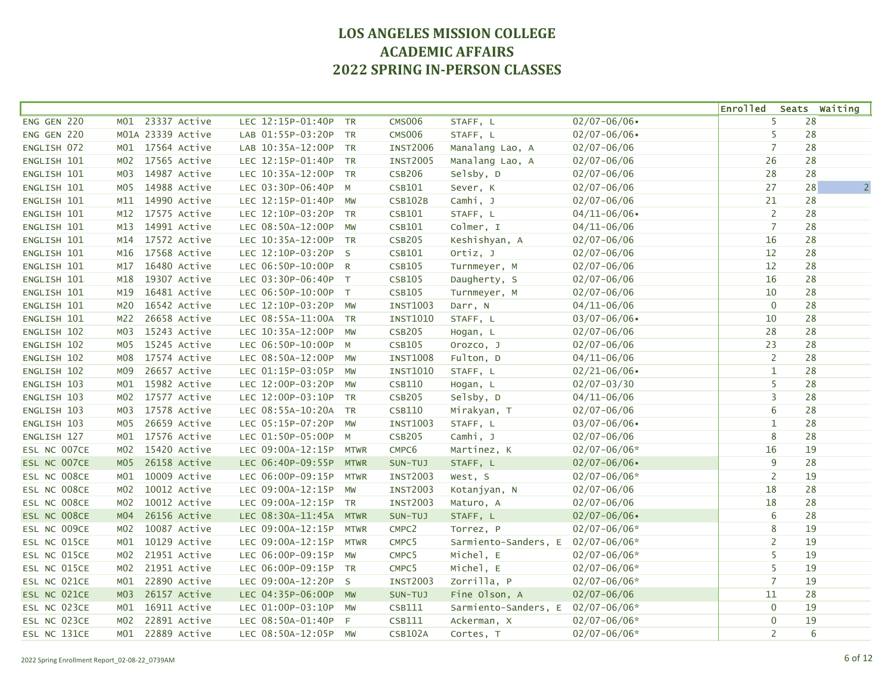# LOS ANGELES MISSION COLLEGE
# ACADEMIC AFFAIRS
# 2022 SPRING IN-PERSON CLASSES

| | | | | | | | | | | Enrolled | Seats | Waiting |
|---|---|---|---|---|---|---|---|---|---|---|---|---|
| ENG GEN 220 | M01 | 23337 | Active | LEC 12:15P-01:40P | TR | CMS006 | STAFF, L | 02/07-06/06• | | 5 | 28 | |
| ENG GEN 220 | M01A | 23339 | Active | LAB 01:55P-03:20P | TR | CMS006 | STAFF, L | 02/07-06/06• | | 5 | 28 | |
| ENGLISH 072 | M01 | 17564 | Active | LAB 10:35A-12:00P | TR | INST2006 | Manalang Lao, A | 02/07-06/06 | | 7 | 28 | |
| ENGLISH 101 | M02 | 17565 | Active | LEC 12:15P-01:40P | TR | INST2005 | Manalang Lao, A | 02/07-06/06 | | 26 | 28 | |
| ENGLISH 101 | M03 | 14987 | Active | LEC 10:35A-12:00P | TR | CSB206 | Selsby, D | 02/07-06/06 | | 28 | 28 | |
| ENGLISH 101 | M05 | 14988 | Active | LEC 03:30P-06:40P | M | CSB101 | Sever, K | 02/07-06/06 | | 27 | 28 | 2 |
| ENGLISH 101 | M11 | 14990 | Active | LEC 12:15P-01:40P | MW | CSB102B | Camhi, J | 02/07-06/06 | | 21 | 28 | |
| ENGLISH 101 | M12 | 17575 | Active | LEC 12:10P-03:20P | TR | CSB101 | STAFF, L | 04/11-06/06• | | 2 | 28 | |
| ENGLISH 101 | M13 | 14991 | Active | LEC 08:50A-12:00P | MW | CSB101 | Colmer, I | 04/11-06/06 | | 7 | 28 | |
| ENGLISH 101 | M14 | 17572 | Active | LEC 10:35A-12:00P | TR | CSB205 | Keshishyan, A | 02/07-06/06 | | 16 | 28 | |
| ENGLISH 101 | M16 | 17568 | Active | LEC 12:10P-03:20P | S | CSB101 | Ortiz, J | 02/07-06/06 | | 12 | 28 | |
| ENGLISH 101 | M17 | 16480 | Active | LEC 06:50P-10:00P | R | CSB105 | Turnmeyer, M | 02/07-06/06 | | 12 | 28 | |
| ENGLISH 101 | M18 | 19307 | Active | LEC 03:30P-06:40P | T | CSB105 | Daugherty, S | 02/07-06/06 | | 16 | 28 | |
| ENGLISH 101 | M19 | 16481 | Active | LEC 06:50P-10:00P | T | CSB105 | Turnmeyer, M | 02/07-06/06 | | 10 | 28 | |
| ENGLISH 101 | M20 | 16542 | Active | LEC 12:10P-03:20P | MW | INST1003 | Darr, N | 04/11-06/06 | | 0 | 28 | |
| ENGLISH 101 | M22 | 26658 | Active | LEC 08:55A-11:00A | TR | INST1010 | STAFF, L | 03/07-06/06• | | 10 | 28 | |
| ENGLISH 102 | M03 | 15243 | Active | LEC 10:35A-12:00P | MW | CSB205 | Hogan, L | 02/07-06/06 | | 28 | 28 | |
| ENGLISH 102 | M05 | 15245 | Active | LEC 06:50P-10:00P | M | CSB105 | Orozco, J | 02/07-06/06 | | 23 | 28 | |
| ENGLISH 102 | M08 | 17574 | Active | LEC 08:50A-12:00P | MW | INST1008 | Fulton, D | 04/11-06/06 | | 2 | 28 | |
| ENGLISH 102 | M09 | 26657 | Active | LEC 01:15P-03:05P | MW | INST1010 | STAFF, L | 02/21-06/06• | | 1 | 28 | |
| ENGLISH 103 | M01 | 15982 | Active | LEC 12:00P-03:20P | MW | CSB110 | Hogan, L | 02/07-03/30 | | 5 | 28 | |
| ENGLISH 103 | M02 | 17577 | Active | LEC 12:00P-03:10P | TR | CSB205 | Selsby, D | 04/11-06/06 | | 3 | 28 | |
| ENGLISH 103 | M03 | 17578 | Active | LEC 08:55A-10:20A | TR | CSB110 | Mirakyan, T | 02/07-06/06 | | 6 | 28 | |
| ENGLISH 103 | M05 | 26659 | Active | LEC 05:15P-07:20P | MW | INST1003 | STAFF, L | 03/07-06/06• | | 1 | 28 | |
| ENGLISH 127 | M01 | 17576 | Active | LEC 01:50P-05:00P | M | CSB205 | Camhi, J | 02/07-06/06 | | 8 | 28 | |
| ESL NC 007CE | M02 | 15420 | Active | LEC 09:00A-12:15P | MTWR | CMPC6 | Martinez, K | 02/07-06/06* | | 16 | 19 | |
| ESL NC 007CE | M05 | 26158 | Active | LEC 06:40P-09:55P | MTWR | SUN-TUJ | STAFF, L | 02/07-06/06• | | 9 | 28 | |
| ESL NC 008CE | M01 | 10009 | Active | LEC 06:00P-09:15P | MTWR | INST2003 | West, S | 02/07-06/06* | | 2 | 19 | |
| ESL NC 008CE | M02 | 10012 | Active | LEC 09:00A-12:15P | MW | INST2003 | Kotanjyan, N | 02/07-06/06 | | 18 | 28 | |
| ESL NC 008CE | M02 | 10012 | Active | LEC 09:00A-12:15P | TR | INST2003 | Maturo, A | 02/07-06/06 | | 18 | 28 | |
| ESL NC 008CE | M04 | 26156 | Active | LEC 08:30A-11:45A | MTWR | SUN-TUJ | STAFF, L | 02/07-06/06• | | 6 | 28 | |
| ESL NC 009CE | M02 | 10087 | Active | LEC 09:00A-12:15P | MTWR | CMPC2 | Torrez, P | 02/07-06/06* | | 8 | 19 | |
| ESL NC 015CE | M01 | 10129 | Active | LEC 09:00A-12:15P | MTWR | CMPC5 | Sarmiento-Sanders, E | 02/07-06/06* | | 2 | 19 | |
| ESL NC 015CE | M02 | 21951 | Active | LEC 06:00P-09:15P | MW | CMPC5 | Michel, E | 02/07-06/06* | | 5 | 19 | |
| ESL NC 015CE | M02 | 21951 | Active | LEC 06:00P-09:15P | TR | CMPC5 | Michel, E | 02/07-06/06* | | 5 | 19 | |
| ESL NC 021CE | M01 | 22890 | Active | LEC 09:00A-12:20P | S | INST2003 | Zorrilla, P | 02/07-06/06* | | 7 | 19 | |
| ESL NC 021CE | M03 | 26157 | Active | LEC 04:35P-06:00P | MW | SUN-TUJ | Fine Olson, A | 02/07-06/06 | | 11 | 28 | |
| ESL NC 023CE | M01 | 16911 | Active | LEC 01:00P-03:10P | MW | CSB111 | Sarmiento-Sanders, E | 02/07-06/06* | | 0 | 19 | |
| ESL NC 023CE | M02 | 22891 | Active | LEC 08:50A-01:40P | F | CSB111 | Ackerman, X | 02/07-06/06* | | 0 | 19 | |
| ESL NC 131CE | M01 | 22889 | Active | LEC 08:50A-12:05P | MW | CSB102A | Cortes, T | 02/07-06/06* | | 2 | 6 | |

2022 Spring Enrollment Report_02-08-22_0739AM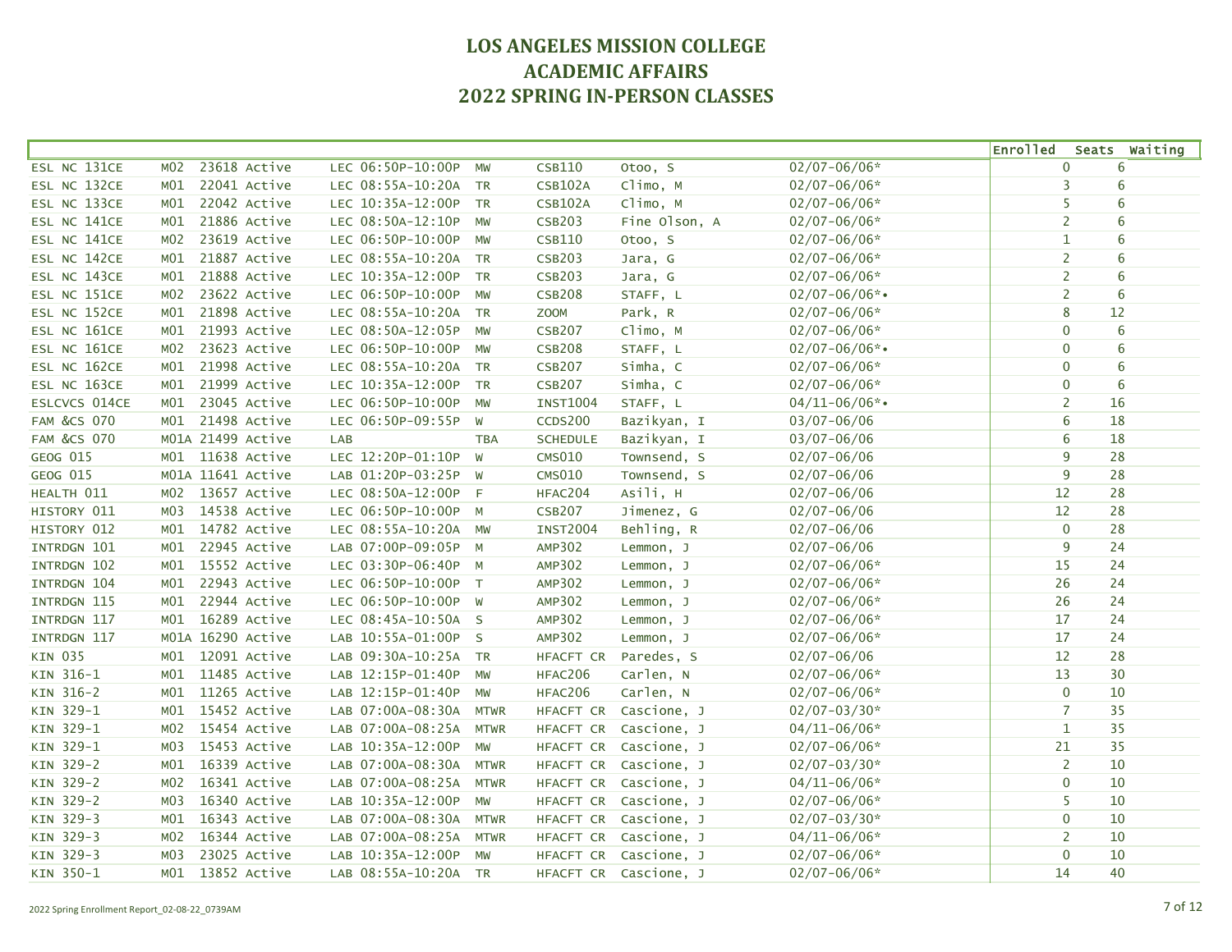# LOS ANGELES MISSION COLLEGE
# ACADEMIC AFFAIRS
# 2022 SPRING IN-PERSON CLASSES

| Course | Section | Class # | Status | Type | Time | Days | Room | Instructor | Dates | Enrolled | Seats | Waiting |
|---|---|---|---|---|---|---|---|---|---|---|---|---|
| ESL NC 131CE | M02 | 23618 | Active | LEC | 06:50P-10:00P | MW | CSB110 | Otoo, S | 02/07-06/06* | 0 | 6 | |
| ESL NC 132CE | M01 | 22041 | Active | LEC | 08:55A-10:20A | TR | CSB102A | Climo, M | 02/07-06/06* | 3 | 6 | |
| ESL NC 133CE | M01 | 22042 | Active | LEC | 10:35A-12:00P | TR | CSB102A | Climo, M | 02/07-06/06* | 5 | 6 | |
| ESL NC 141CE | M01 | 21886 | Active | LEC | 08:50A-12:10P | MW | CSB203 | Fine Olson, A | 02/07-06/06* | 2 | 6 | |
| ESL NC 141CE | M02 | 23619 | Active | LEC | 06:50P-10:00P | MW | CSB110 | Otoo, S | 02/07-06/06* | 1 | 6 | |
| ESL NC 142CE | M01 | 21887 | Active | LEC | 08:55A-10:20A | TR | CSB203 | Jara, G | 02/07-06/06* | 2 | 6 | |
| ESL NC 143CE | M01 | 21888 | Active | LEC | 10:35A-12:00P | TR | CSB203 | Jara, G | 02/07-06/06* | 2 | 6 | |
| ESL NC 151CE | M02 | 23622 | Active | LEC | 06:50P-10:00P | MW | CSB208 | STAFF, L | 02/07-06/06*• | 2 | 6 | |
| ESL NC 152CE | M01 | 21898 | Active | LEC | 08:55A-10:20A | TR | ZOOM | Park, R | 02/07-06/06* | 8 | 12 | |
| ESL NC 161CE | M01 | 21993 | Active | LEC | 08:50A-12:05P | MW | CSB207 | Climo, M | 02/07-06/06* | 0 | 6 | |
| ESL NC 161CE | M02 | 23623 | Active | LEC | 06:50P-10:00P | MW | CSB208 | STAFF, L | 02/07-06/06*• | 0 | 6 | |
| ESL NC 162CE | M01 | 21998 | Active | LEC | 08:55A-10:20A | TR | CSB207 | Simha, C | 02/07-06/06* | 0 | 6 | |
| ESL NC 163CE | M01 | 21999 | Active | LEC | 10:35A-12:00P | TR | CSB207 | Simha, C | 02/07-06/06* | 0 | 6 | |
| ESLCVCS 014CE | M01 | 23045 | Active | LEC | 06:50P-10:00P | MW | INST1004 | STAFF, L | 04/11-06/06*• | 2 | 16 | |
| FAM &CS 070 | M01 | 21498 | Active | LEC | 06:50P-09:55P | W | CCDS200 | Bazikyan, I | 03/07-06/06 | 6 | 18 | |
| FAM &CS 070 | M01A | 21499 | Active | LAB | | TBA | SCHEDULE | Bazikyan, I | 03/07-06/06 | 6 | 18 | |
| GEOG 015 | M01 | 11638 | Active | LEC | 12:20P-01:10P | W | CMS010 | Townsend, S | 02/07-06/06 | 9 | 28 | |
| GEOG 015 | M01A | 11641 | Active | LAB | 01:20P-03:25P | W | CMS010 | Townsend, S | 02/07-06/06 | 9 | 28 | |
| HEALTH 011 | M02 | 13657 | Active | LEC | 08:50A-12:00P | F | HFAC204 | Asili, H | 02/07-06/06 | 12 | 28 | |
| HISTORY 011 | M03 | 14538 | Active | LEC | 06:50P-10:00P | M | CSB207 | Jimenez, G | 02/07-06/06 | 12 | 28 | |
| HISTORY 012 | M01 | 14782 | Active | LEC | 08:55A-10:20A | MW | INST2004 | Behling, R | 02/07-06/06 | 0 | 28 | |
| INTRDGN 101 | M01 | 22945 | Active | LAB | 07:00P-09:05P | M | AMP302 | Lemmon, J | 02/07-06/06 | 9 | 24 | |
| INTRDGN 102 | M01 | 15552 | Active | LEC | 03:30P-06:40P | M | AMP302 | Lemmon, J | 02/07-06/06* | 15 | 24 | |
| INTRDGN 104 | M01 | 22943 | Active | LEC | 06:50P-10:00P | T | AMP302 | Lemmon, J | 02/07-06/06* | 26 | 24 | |
| INTRDGN 115 | M01 | 22944 | Active | LEC | 06:50P-10:00P | W | AMP302 | Lemmon, J | 02/07-06/06* | 26 | 24 | |
| INTRDGN 117 | M01 | 16289 | Active | LEC | 08:45A-10:50A | S | AMP302 | Lemmon, J | 02/07-06/06* | 17 | 24 | |
| INTRDGN 117 | M01A | 16290 | Active | LAB | 10:55A-01:00P | S | AMP302 | Lemmon, J | 02/07-06/06* | 17 | 24 | |
| KIN 035 | M01 | 12091 | Active | LAB | 09:30A-10:25A | TR | HFACFT CR | Paredes, S | 02/07-06/06 | 12 | 28 | |
| KIN 316-1 | M01 | 11485 | Active | LAB | 12:15P-01:40P | MW | HFAC206 | Carlen, N | 02/07-06/06* | 13 | 30 | |
| KIN 316-2 | M01 | 11265 | Active | LAB | 12:15P-01:40P | MW | HFAC206 | Carlen, N | 02/07-06/06* | 0 | 10 | |
| KIN 329-1 | M01 | 15452 | Active | LAB | 07:00A-08:30A | MTWR | HFACFT CR | Cascione, J | 02/07-03/30* | 7 | 35 | |
| KIN 329-1 | M02 | 15454 | Active | LAB | 07:00A-08:25A | MTWR | HFACFT CR | Cascione, J | 04/11-06/06* | 1 | 35 | |
| KIN 329-1 | M03 | 15453 | Active | LAB | 10:35A-12:00P | MW | HFACFT CR | Cascione, J | 02/07-06/06* | 21 | 35 | |
| KIN 329-2 | M01 | 16339 | Active | LAB | 07:00A-08:30A | MTWR | HFACFT CR | Cascione, J | 02/07-03/30* | 2 | 10 | |
| KIN 329-2 | M02 | 16341 | Active | LAB | 07:00A-08:25A | MTWR | HFACFT CR | Cascione, J | 04/11-06/06* | 0 | 10 | |
| KIN 329-2 | M03 | 16340 | Active | LAB | 10:35A-12:00P | MW | HFACFT CR | Cascione, J | 02/07-06/06* | 5 | 10 | |
| KIN 329-3 | M01 | 16343 | Active | LAB | 07:00A-08:30A | MTWR | HFACFT CR | Cascione, J | 02/07-03/30* | 0 | 10 | |
| KIN 329-3 | M02 | 16344 | Active | LAB | 07:00A-08:25A | MTWR | HFACFT CR | Cascione, J | 04/11-06/06* | 2 | 10 | |
| KIN 329-3 | M03 | 23025 | Active | LAB | 10:35A-12:00P | MW | HFACFT CR | Cascione, J | 02/07-06/06* | 0 | 10 | |
| KIN 350-1 | M01 | 13852 | Active | LAB | 08:55A-10:20A | TR | HFACFT CR | Cascione, J | 02/07-06/06* | 14 | 40 | |

2022 Spring Enrollment Report_02-08-22_0739AM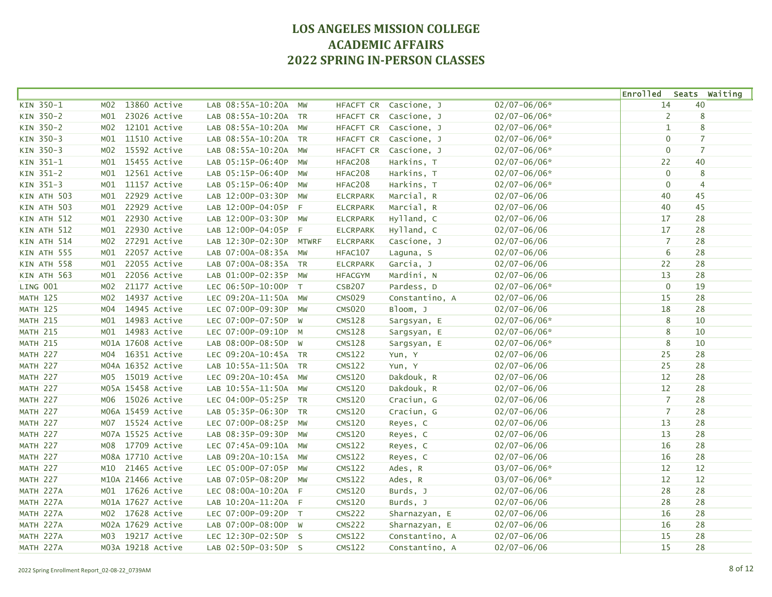# LOS ANGELES MISSION COLLEGE
# ACADEMIC AFFAIRS
# 2022 SPRING IN-PERSON CLASSES

| Course | Section | Class # | Status | Type | Time | Days | Room | Instructor | Dates | Enrolled | Seats | Waiting |
|---|---|---|---|---|---|---|---|---|---|---|---|---|
| KIN 350-1 | M02 | 13860 | Active | LAB | 08:55A-10:20A | MW | HFACFT CR | Cascione, J | 02/07-06/06* | 14 | 40 | |
| KIN 350-2 | M01 | 23026 | Active | LAB | 08:55A-10:20A | TR | HFACFT CR | Cascione, J | 02/07-06/06* | 2 | 8 | |
| KIN 350-2 | M02 | 12101 | Active | LAB | 08:55A-10:20A | MW | HFACFT CR | Cascione, J | 02/07-06/06* | 1 | 8 | |
| KIN 350-3 | M01 | 11510 | Active | LAB | 08:55A-10:20A | TR | HFACFT CR | Cascione, J | 02/07-06/06* | 0 | 7 | |
| KIN 350-3 | M02 | 15592 | Active | LAB | 08:55A-10:20A | MW | HFACFT CR | Cascione, J | 02/07-06/06* | 0 | 7 | |
| KIN 351-1 | M01 | 15455 | Active | LAB | 05:15P-06:40P | MW | HFAC208 | Harkins, T | 02/07-06/06* | 22 | 40 | |
| KIN 351-2 | M01 | 12561 | Active | LAB | 05:15P-06:40P | MW | HFAC208 | Harkins, T | 02/07-06/06* | 0 | 8 | |
| KIN 351-3 | M01 | 11157 | Active | LAB | 05:15P-06:40P | MW | HFAC208 | Harkins, T | 02/07-06/06* | 0 | 4 | |
| KIN ATH 503 | M01 | 22929 | Active | LAB | 12:00P-03:30P | MW | ELCRPARK | Marcial, R | 02/07-06/06 | 40 | 45 | |
| KIN ATH 503 | M01 | 22929 | Active | LAB | 12:00P-04:05P | F | ELCRPARK | Marcial, R | 02/07-06/06 | 40 | 45 | |
| KIN ATH 512 | M01 | 22930 | Active | LAB | 12:00P-03:30P | MW | ELCRPARK | Hylland, C | 02/07-06/06 | 17 | 28 | |
| KIN ATH 512 | M01 | 22930 | Active | LAB | 12:00P-04:05P | F | ELCRPARK | Hylland, C | 02/07-06/06 | 17 | 28 | |
| KIN ATH 514 | M02 | 27291 | Active | LAB | 12:30P-02:30P | MTWRF | ELCRPARK | Cascione, J | 02/07-06/06 | 7 | 28 | |
| KIN ATH 555 | M01 | 22057 | Active | LAB | 07:00A-08:35A | MW | HFAC107 | Laguna, S | 02/07-06/06 | 6 | 28 | |
| KIN ATH 558 | M01 | 22055 | Active | LAB | 07:00A-08:35A | TR | ELCRPARK | Garcia, J | 02/07-06/06 | 22 | 28 | |
| KIN ATH 563 | M01 | 22056 | Active | LAB | 01:00P-02:35P | MW | HFACGYM | Mardini, N | 02/07-06/06 | 13 | 28 | |
| LING 001 | M02 | 21177 | Active | LEC | 06:50P-10:00P | T | CSB207 | Pardess, D | 02/07-06/06* | 0 | 19 | |
| MATH 125 | M02 | 14937 | Active | LEC | 09:20A-11:50A | MW | CMS029 | Constantino, A | 02/07-06/06 | 15 | 28 | |
| MATH 125 | M04 | 14945 | Active | LEC | 07:00P-09:30P | MW | CMS020 | Bloom, J | 02/07-06/06 | 18 | 28 | |
| MATH 215 | M01 | 14983 | Active | LEC | 07:00P-07:50P | W | CMS128 | Sargsyan, E | 02/07-06/06* | 8 | 10 | |
| MATH 215 | M01 | 14983 | Active | LEC | 07:00P-09:10P | M | CMS128 | Sargsyan, E | 02/07-06/06* | 8 | 10 | |
| MATH 215 | M01A | 17608 | Active | LAB | 08:00P-08:50P | W | CMS128 | Sargsyan, E | 02/07-06/06* | 8 | 10 | |
| MATH 227 | M04 | 16351 | Active | LEC | 09:20A-10:45A | TR | CMS122 | Yun, Y | 02/07-06/06 | 25 | 28 | |
| MATH 227 | M04A | 16352 | Active | LAB | 10:55A-11:50A | TR | CMS122 | Yun, Y | 02/07-06/06 | 25 | 28 | |
| MATH 227 | M05 | 15019 | Active | LEC | 09:20A-10:45A | MW | CMS120 | Dakdouk, R | 02/07-06/06 | 12 | 28 | |
| MATH 227 | M05A | 15458 | Active | LAB | 10:55A-11:50A | MW | CMS120 | Dakdouk, R | 02/07-06/06 | 12 | 28 | |
| MATH 227 | M06 | 15026 | Active | LEC | 04:00P-05:25P | TR | CMS120 | Craciun, G | 02/07-06/06 | 7 | 28 | |
| MATH 227 | M06A | 15459 | Active | LAB | 05:35P-06:30P | TR | CMS120 | Craciun, G | 02/07-06/06 | 7 | 28 | |
| MATH 227 | M07 | 15524 | Active | LEC | 07:00P-08:25P | MW | CMS120 | Reyes, C | 02/07-06/06 | 13 | 28 | |
| MATH 227 | M07A | 15525 | Active | LAB | 08:35P-09:30P | MW | CMS120 | Reyes, C | 02/07-06/06 | 13 | 28 | |
| MATH 227 | M08 | 17709 | Active | LEC | 07:45A-09:10A | MW | CMS122 | Reyes, C | 02/07-06/06 | 16 | 28 | |
| MATH 227 | M08A | 17710 | Active | LAB | 09:20A-10:15A | MW | CMS122 | Reyes, C | 02/07-06/06 | 16 | 28 | |
| MATH 227 | M10 | 21465 | Active | LEC | 05:00P-07:05P | MW | CMS122 | Ades, R | 03/07-06/06* | 12 | 12 | |
| MATH 227 | M10A | 21466 | Active | LAB | 07:05P-08:20P | MW | CMS122 | Ades, R | 03/07-06/06* | 12 | 12 | |
| MATH 227A | M01 | 17626 | Active | LEC | 08:00A-10:20A | F | CMS120 | Burds, J | 02/07-06/06 | 28 | 28 | |
| MATH 227A | M01A | 17627 | Active | LAB | 10:20A-11:20A | F | CMS120 | Burds, J | 02/07-06/06 | 28 | 28 | |
| MATH 227A | M02 | 17628 | Active | LEC | 07:00P-09:20P | T | CMS222 | Sharnazyan, E | 02/07-06/06 | 16 | 28 | |
| MATH 227A | M02A | 17629 | Active | LAB | 07:00P-08:00P | W | CMS222 | Sharnazyan, E | 02/07-06/06 | 16 | 28 | |
| MATH 227A | M03 | 19217 | Active | LEC | 12:30P-02:50P | S | CMS122 | Constantino, A | 02/07-06/06 | 15 | 28 | |
| MATH 227A | M03A | 19218 | Active | LAB | 02:50P-03:50P | S | CMS122 | Constantino, A | 02/07-06/06 | 15 | 28 | |

2022 Spring Enrollment Report_02-08-22_0739AM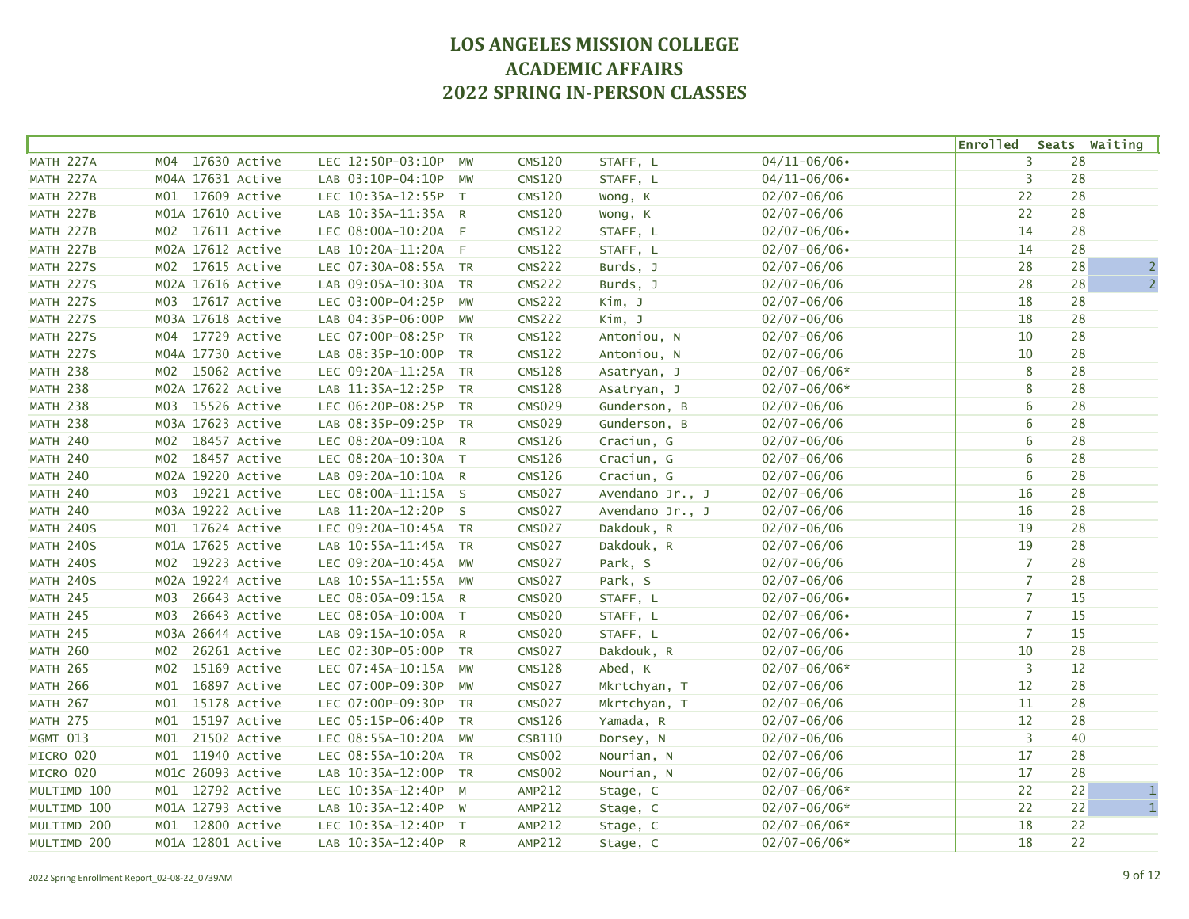# LOS ANGELES MISSION COLLEGE
# ACADEMIC AFFAIRS
# 2022 SPRING IN-PERSON CLASSES

| Course | Section | Class # | Status | Type | Time | Days | Room | Instructor | Dates | Enrolled | Seats | Waiting |
|---|---|---|---|---|---|---|---|---|---|---|---|---|
| MATH 227A | M04 | 17630 | Active | LEC | 12:50P-03:10P | MW | CMS120 | STAFF, L | 04/11-06/06• | 3 | 28 | |
| MATH 227A | M04A | 17631 | Active | LAB | 03:10P-04:10P | MW | CMS120 | STAFF, L | 04/11-06/06• | 3 | 28 | |
| MATH 227B | M01 | 17609 | Active | LEC | 10:35A-12:55P | T | CMS120 | Wong, K | 02/07-06/06 | 22 | 28 | |
| MATH 227B | M01A | 17610 | Active | LAB | 10:35A-11:35A | R | CMS120 | Wong, K | 02/07-06/06 | 22 | 28 | |
| MATH 227B | M02 | 17611 | Active | LEC | 08:00A-10:20A | F | CMS122 | STAFF, L | 02/07-06/06• | 14 | 28 | |
| MATH 227B | M02A | 17612 | Active | LAB | 10:20A-11:20A | F | CMS122 | STAFF, L | 02/07-06/06• | 14 | 28 | |
| MATH 227S | M02 | 17615 | Active | LEC | 07:30A-08:55A | TR | CMS222 | Burds, J | 02/07-06/06 | 28 | 28 | 2 |
| MATH 227S | M02A | 17616 | Active | LAB | 09:05A-10:30A | TR | CMS222 | Burds, J | 02/07-06/06 | 28 | 28 | 2 |
| MATH 227S | M03 | 17617 | Active | LEC | 03:00P-04:25P | MW | CMS222 | Kim, J | 02/07-06/06 | 18 | 28 | |
| MATH 227S | M03A | 17618 | Active | LAB | 04:35P-06:00P | MW | CMS222 | Kim, J | 02/07-06/06 | 18 | 28 | |
| MATH 227S | M04 | 17729 | Active | LEC | 07:00P-08:25P | TR | CMS122 | Antoniou, N | 02/07-06/06 | 10 | 28 | |
| MATH 227S | M04A | 17730 | Active | LAB | 08:35P-10:00P | TR | CMS122 | Antoniou, N | 02/07-06/06 | 10 | 28 | |
| MATH 238 | M02 | 15062 | Active | LEC | 09:20A-11:25A | TR | CMS128 | Asatryan, J | 02/07-06/06* | 8 | 28 | |
| MATH 238 | M02A | 17622 | Active | LAB | 11:35A-12:25P | TR | CMS128 | Asatryan, J | 02/07-06/06* | 8 | 28 | |
| MATH 238 | M03 | 15526 | Active | LEC | 06:20P-08:25P | TR | CMS029 | Gunderson, B | 02/07-06/06 | 6 | 28 | |
| MATH 238 | M03A | 17623 | Active | LAB | 08:35P-09:25P | TR | CMS029 | Gunderson, B | 02/07-06/06 | 6 | 28 | |
| MATH 240 | M02 | 18457 | Active | LEC | 08:20A-09:10A | R | CMS126 | Craciun, G | 02/07-06/06 | 6 | 28 | |
| MATH 240 | M02 | 18457 | Active | LEC | 08:20A-10:30A | T | CMS126 | Craciun, G | 02/07-06/06 | 6 | 28 | |
| MATH 240 | M02A | 19220 | Active | LAB | 09:20A-10:10A | R | CMS126 | Craciun, G | 02/07-06/06 | 6 | 28 | |
| MATH 240 | M03 | 19221 | Active | LEC | 08:00A-11:15A | S | CMS027 | Avendano Jr., J | 02/07-06/06 | 16 | 28 | |
| MATH 240 | M03A | 19222 | Active | LAB | 11:20A-12:20P | S | CMS027 | Avendano Jr., J | 02/07-06/06 | 16 | 28 | |
| MATH 240S | M01 | 17624 | Active | LEC | 09:20A-10:45A | TR | CMS027 | Dakdouk, R | 02/07-06/06 | 19 | 28 | |
| MATH 240S | M01A | 17625 | Active | LAB | 10:55A-11:45A | TR | CMS027 | Dakdouk, R | 02/07-06/06 | 19 | 28 | |
| MATH 240S | M02 | 19223 | Active | LEC | 09:20A-10:45A | MW | CMS027 | Park, S | 02/07-06/06 | 7 | 28 | |
| MATH 240S | M02A | 19224 | Active | LAB | 10:55A-11:55A | MW | CMS027 | Park, S | 02/07-06/06 | 7 | 28 | |
| MATH 245 | M03 | 26643 | Active | LEC | 08:05A-09:15A | R | CMS020 | STAFF, L | 02/07-06/06• | 7 | 15 | |
| MATH 245 | M03 | 26643 | Active | LEC | 08:05A-10:00A | T | CMS020 | STAFF, L | 02/07-06/06• | 7 | 15 | |
| MATH 245 | M03A | 26644 | Active | LAB | 09:15A-10:05A | R | CMS020 | STAFF, L | 02/07-06/06• | 7 | 15 | |
| MATH 260 | M02 | 26261 | Active | LEC | 02:30P-05:00P | TR | CMS027 | Dakdouk, R | 02/07-06/06 | 10 | 28 | |
| MATH 265 | M02 | 15169 | Active | LEC | 07:45A-10:15A | MW | CMS128 | Abed, K | 02/07-06/06* | 3 | 12 | |
| MATH 266 | M01 | 16897 | Active | LEC | 07:00P-09:30P | MW | CMS027 | Mkrtchyan, T | 02/07-06/06 | 12 | 28 | |
| MATH 267 | M01 | 15178 | Active | LEC | 07:00P-09:30P | TR | CMS027 | Mkrtchyan, T | 02/07-06/06 | 11 | 28 | |
| MATH 275 | M01 | 15197 | Active | LEC | 05:15P-06:40P | TR | CMS126 | Yamada, R | 02/07-06/06 | 12 | 28 | |
| MGMT 013 | M01 | 21502 | Active | LEC | 08:55A-10:20A | MW | CSB110 | Dorsey, N | 02/07-06/06 | 3 | 40 | |
| MICRO 020 | M01 | 11940 | Active | LEC | 08:55A-10:20A | TR | CMS002 | Nourian, N | 02/07-06/06 | 17 | 28 | |
| MICRO 020 | M01C | 26093 | Active | LAB | 10:35A-12:00P | TR | CMS002 | Nourian, N | 02/07-06/06 | 17 | 28 | |
| MULTIMD 100 | M01 | 12792 | Active | LEC | 10:35A-12:40P | M | AMP212 | Stage, C | 02/07-06/06* | 22 | 22 | 1 |
| MULTIMD 100 | M01A | 12793 | Active | LAB | 10:35A-12:40P | W | AMP212 | Stage, C | 02/07-06/06* | 22 | 22 | 1 |
| MULTIMD 200 | M01 | 12800 | Active | LEC | 10:35A-12:40P | T | AMP212 | Stage, C | 02/07-06/06* | 18 | 22 | |
| MULTIMD 200 | M01A | 12801 | Active | LAB | 10:35A-12:40P | R | AMP212 | Stage, C | 02/07-06/06* | 18 | 22 | |

2022 Spring Enrollment Report_02-08-22_0739AM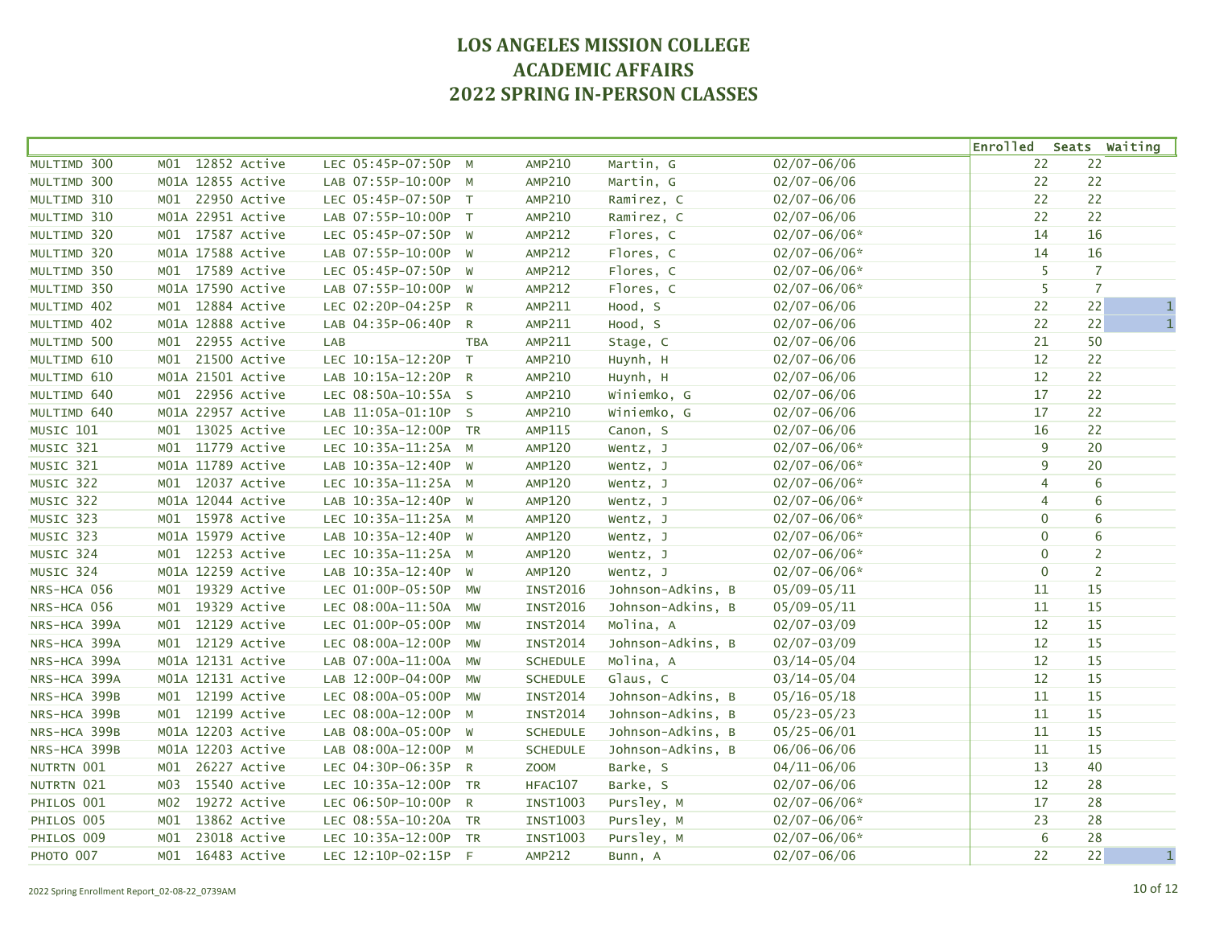# LOS ANGELES MISSION COLLEGE
# ACADEMIC AFFAIRS
# 2022 SPRING IN-PERSON CLASSES

| | | | | | | | | | | | | | Enrolled | Seats | Waiting |
|---|---|---|---|---|---|---|---|---|---|---|---|---|---|---|---|
| MULTIMD | 300 | M01 | 12852 | Active | LEC | 05:45P-07:50P | M | AMP210 | Martin, G | 02/07-06/06 | | | 22 | 22 | |
| MULTIMD | 300 | M01A | 12855 | Active | LAB | 07:55P-10:00P | M | AMP210 | Martin, G | 02/07-06/06 | | | 22 | 22 | |
| MULTIMD | 310 | M01 | 22950 | Active | LEC | 05:45P-07:50P | T | AMP210 | Ramirez, C | 02/07-06/06 | | | 22 | 22 | |
| MULTIMD | 310 | M01A | 22951 | Active | LAB | 07:55P-10:00P | T | AMP210 | Ramirez, C | 02/07-06/06 | | | 22 | 22 | |
| MULTIMD | 320 | M01 | 17587 | Active | LEC | 05:45P-07:50P | W | AMP212 | Flores, C | 02/07-06/06* | | | 14 | 16 | |
| MULTIMD | 320 | M01A | 17588 | Active | LAB | 07:55P-10:00P | W | AMP212 | Flores, C | 02/07-06/06* | | | 14 | 16 | |
| MULTIMD | 350 | M01 | 17589 | Active | LEC | 05:45P-07:50P | W | AMP212 | Flores, C | 02/07-06/06* | | | 5 | 7 | |
| MULTIMD | 350 | M01A | 17590 | Active | LAB | 07:55P-10:00P | W | AMP212 | Flores, C | 02/07-06/06* | | | 5 | 7 | |
| MULTIMD | 402 | M01 | 12884 | Active | LEC | 02:20P-04:25P | R | AMP211 | Hood, S | 02/07-06/06 | | | 22 | 22 | 1 |
| MULTIMD | 402 | M01A | 12888 | Active | LAB | 04:35P-06:40P | R | AMP211 | Hood, S | 02/07-06/06 | | | 22 | 22 | 1 |
| MULTIMD | 500 | M01 | 22955 | Active | LAB | | TBA | AMP211 | Stage, C | 02/07-06/06 | | | 21 | 50 | |
| MULTIMD | 610 | M01 | 21500 | Active | LEC | 10:15A-12:20P | T | AMP210 | Huynh, H | 02/07-06/06 | | | 12 | 22 | |
| MULTIMD | 610 | M01A | 21501 | Active | LAB | 10:15A-12:20P | R | AMP210 | Huynh, H | 02/07-06/06 | | | 12 | 22 | |
| MULTIMD | 640 | M01 | 22956 | Active | LEC | 08:50A-10:55A | S | AMP210 | Winiemko, G | 02/07-06/06 | | | 17 | 22 | |
| MULTIMD | 640 | M01A | 22957 | Active | LAB | 11:05A-01:10P | S | AMP210 | Winiemko, G | 02/07-06/06 | | | 17 | 22 | |
| MUSIC | 101 | M01 | 13025 | Active | LEC | 10:35A-12:00P | TR | AMP115 | Canon, S | 02/07-06/06 | | | 16 | 22 | |
| MUSIC | 321 | M01 | 11779 | Active | LEC | 10:35A-11:25A | M | AMP120 | Wentz, J | 02/07-06/06* | | | 9 | 20 | |
| MUSIC | 321 | M01A | 11789 | Active | LAB | 10:35A-12:40P | W | AMP120 | Wentz, J | 02/07-06/06* | | | 9 | 20 | |
| MUSIC | 322 | M01 | 12037 | Active | LEC | 10:35A-11:25A | M | AMP120 | Wentz, J | 02/07-06/06* | | | 4 | 6 | |
| MUSIC | 322 | M01A | 12044 | Active | LAB | 10:35A-12:40P | W | AMP120 | Wentz, J | 02/07-06/06* | | | 4 | 6 | |
| MUSIC | 323 | M01 | 15978 | Active | LEC | 10:35A-11:25A | M | AMP120 | Wentz, J | 02/07-06/06* | | | 0 | 6 | |
| MUSIC | 323 | M01A | 15979 | Active | LAB | 10:35A-12:40P | W | AMP120 | Wentz, J | 02/07-06/06* | | | 0 | 6 | |
| MUSIC | 324 | M01 | 12253 | Active | LEC | 10:35A-11:25A | M | AMP120 | Wentz, J | 02/07-06/06* | | | 0 | 2 | |
| MUSIC | 324 | M01A | 12259 | Active | LAB | 10:35A-12:40P | W | AMP120 | Wentz, J | 02/07-06/06* | | | 0 | 2 | |
| NRS-HCA | 056 | M01 | 19329 | Active | LEC | 01:00P-05:50P | MW | INST2016 | Johnson-Adkins, B | 05/09-05/11 | | | 11 | 15 | |
| NRS-HCA | 056 | M01 | 19329 | Active | LEC | 08:00A-11:50A | MW | INST2016 | Johnson-Adkins, B | 05/09-05/11 | | | 11 | 15 | |
| NRS-HCA | 399A | M01 | 12129 | Active | LEC | 01:00P-05:00P | MW | INST2014 | Molina, A | 02/07-03/09 | | | 12 | 15 | |
| NRS-HCA | 399A | M01 | 12129 | Active | LEC | 08:00A-12:00P | MW | INST2014 | Johnson-Adkins, B | 02/07-03/09 | | | 12 | 15 | |
| NRS-HCA | 399A | M01A | 12131 | Active | LAB | 07:00A-11:00A | MW | SCHEDULE | Molina, A | 03/14-05/04 | | | 12 | 15 | |
| NRS-HCA | 399A | M01A | 12131 | Active | LAB | 12:00P-04:00P | MW | SCHEDULE | Glaus, C | 03/14-05/04 | | | 12 | 15 | |
| NRS-HCA | 399B | M01 | 12199 | Active | LEC | 08:00A-05:00P | MW | INST2014 | Johnson-Adkins, B | 05/16-05/18 | | | 11 | 15 | |
| NRS-HCA | 399B | M01 | 12199 | Active | LEC | 08:00A-12:00P | M | INST2014 | Johnson-Adkins, B | 05/23-05/23 | | | 11 | 15 | |
| NRS-HCA | 399B | M01A | 12203 | Active | LAB | 08:00A-05:00P | W | SCHEDULE | Johnson-Adkins, B | 05/25-06/01 | | | 11 | 15 | |
| NRS-HCA | 399B | M01A | 12203 | Active | LAB | 08:00A-12:00P | M | SCHEDULE | Johnson-Adkins, B | 06/06-06/06 | | | 11 | 15 | |
| NUTRTN | 001 | M01 | 26227 | Active | LEC | 04:30P-06:35P | R | ZOOM | Barke, S | 04/11-06/06 | | | 13 | 40 | |
| NUTRTN | 021 | M03 | 15540 | Active | LEC | 10:35A-12:00P | TR | HFAC107 | Barke, S | 02/07-06/06 | | | 12 | 28 | |
| PHILOS | 001 | M02 | 19272 | Active | LEC | 06:50P-10:00P | R | INST1003 | Pursley, M | 02/07-06/06* | | | 17 | 28 | |
| PHILOS | 005 | M01 | 13862 | Active | LEC | 08:55A-10:20A | TR | INST1003 | Pursley, M | 02/07-06/06* | | | 23 | 28 | |
| PHILOS | 009 | M01 | 23018 | Active | LEC | 10:35A-12:00P | TR | INST1003 | Pursley, M | 02/07-06/06* | | | 6 | 28 | |
| PHOTO | 007 | M01 | 16483 | Active | LEC | 12:10P-02:15P | F | AMP212 | Bunn, A | 02/07-06/06 | | | 22 | 22 | 1 |

2022 Spring Enrollment Report_02-08-22_0739AM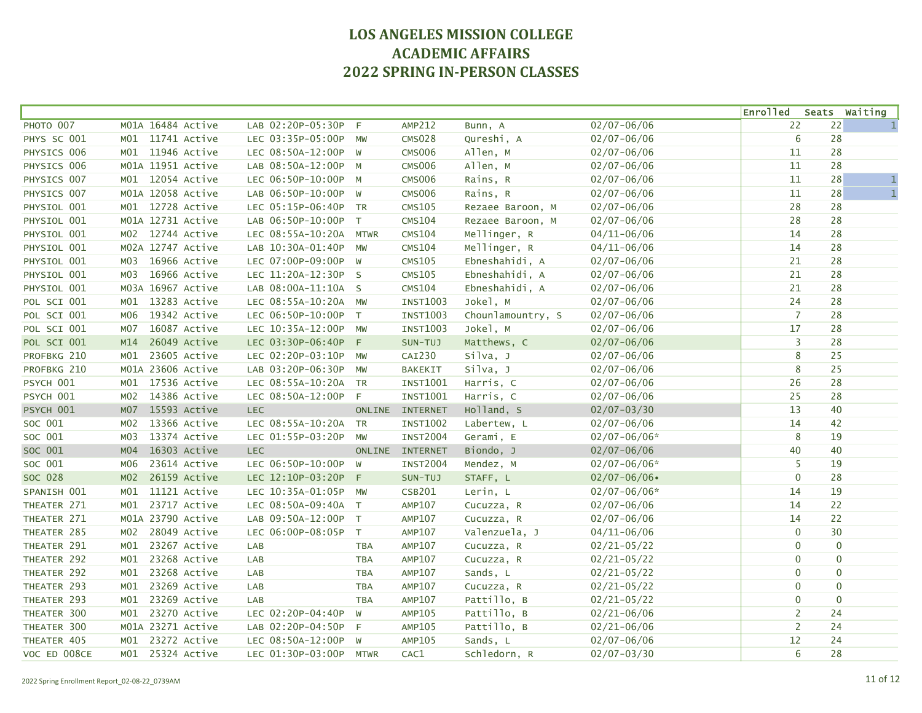# LOS ANGELES MISSION COLLEGE
# ACADEMIC AFFAIRS
# 2022 SPRING IN-PERSON CLASSES

| Course | Section | Class # | Status | Type | Time | Days | Room | Instructor | Dates | Enrolled | Seats | Waiting |
|---|---|---|---|---|---|---|---|---|---|---|---|---|
| PHOTO 007 | M01A | 16484 | Active | LAB | 02:20P-05:30P | F | AMP212 | Bunn, A | 02/07-06/06 | 22 | 22 | 1 |
| PHYS SC 001 | M01 | 11741 | Active | LEC | 03:35P-05:00P | MW | CMS028 | Qureshi, A | 02/07-06/06 | 6 | 28 | |
| PHYSICS 006 | M01 | 11946 | Active | LEC | 08:50A-12:00P | W | CMS006 | Allen, M | 02/07-06/06 | 11 | 28 | |
| PHYSICS 006 | M01A | 11951 | Active | LAB | 08:50A-12:00P | M | CMS006 | Allen, M | 02/07-06/06 | 11 | 28 | |
| PHYSICS 007 | M01 | 12054 | Active | LEC | 06:50P-10:00P | M | CMS006 | Rains, R | 02/07-06/06 | 11 | 28 | 1 |
| PHYSICS 007 | M01A | 12058 | Active | LAB | 06:50P-10:00P | W | CMS006 | Rains, R | 02/07-06/06 | 11 | 28 | 1 |
| PHYSIOL 001 | M01 | 12728 | Active | LEC | 05:15P-06:40P | TR | CMS105 | Rezaee Baroon, M | 02/07-06/06 | 28 | 28 | |
| PHYSIOL 001 | M01A | 12731 | Active | LAB | 06:50P-10:00P | T | CMS104 | Rezaee Baroon, M | 02/07-06/06 | 28 | 28 | |
| PHYSIOL 001 | M02 | 12744 | Active | LEC | 08:55A-10:20A | MTWR | CMS104 | Mellinger, R | 04/11-06/06 | 14 | 28 | |
| PHYSIOL 001 | M02A | 12747 | Active | LAB | 10:30A-01:40P | MW | CMS104 | Mellinger, R | 04/11-06/06 | 14 | 28 | |
| PHYSIOL 001 | M03 | 16966 | Active | LEC | 07:00P-09:00P | W | CMS105 | Ebneshahidi, A | 02/07-06/06 | 21 | 28 | |
| PHYSIOL 001 | M03 | 16966 | Active | LEC | 11:20A-12:30P | S | CMS105 | Ebneshahidi, A | 02/07-06/06 | 21 | 28 | |
| PHYSIOL 001 | M03A | 16967 | Active | LAB | 08:00A-11:10A | S | CMS104 | Ebneshahidi, A | 02/07-06/06 | 21 | 28 | |
| POL SCI 001 | M01 | 13283 | Active | LEC | 08:55A-10:20A | MW | INST1003 | Jokel, M | 02/07-06/06 | 24 | 28 | |
| POL SCI 001 | M06 | 19342 | Active | LEC | 06:50P-10:00P | T | INST1003 | Chounlamountry, S | 02/07-06/06 | 7 | 28 | |
| POL SCI 001 | M07 | 16087 | Active | LEC | 10:35A-12:00P | MW | INST1003 | Jokel, M | 02/07-06/06 | 17 | 28 | |
| POL SCI 001 | M14 | 26049 | Active | LEC | 03:30P-06:40P | F | SUN-TUJ | Matthews, C | 02/07-06/06 | 3 | 28 | |
| PROFBKG 210 | M01 | 23605 | Active | LEC | 02:20P-03:10P | MW | CAI230 | Silva, J | 02/07-06/06 | 8 | 25 | |
| PROFBKG 210 | M01A | 23606 | Active | LAB | 03:20P-06:30P | MW | BAKEKIT | Silva, J | 02/07-06/06 | 8 | 25 | |
| PSYCH 001 | M01 | 17536 | Active | LEC | 08:55A-10:20A | TR | INST1001 | Harris, C | 02/07-06/06 | 26 | 28 | |
| PSYCH 001 | M02 | 14386 | Active | LEC | 08:50A-12:00P | F | INST1001 | Harris, C | 02/07-06/06 | 25 | 28 | |
| PSYCH 001 | M07 | 15593 | Active | LEC | | ONLINE | INTERNET | Holland, S | 02/07-03/30 | 13 | 40 | |
| SOC 001 | M02 | 13366 | Active | LEC | 08:55A-10:20A | TR | INST1002 | Labertew, L | 02/07-06/06 | 14 | 42 | |
| SOC 001 | M03 | 13374 | Active | LEC | 01:55P-03:20P | MW | INST2004 | Gerami, E | 02/07-06/06* | 8 | 19 | |
| SOC 001 | M04 | 16303 | Active | LEC | | ONLINE | INTERNET | Biondo, J | 02/07-06/06 | 40 | 40 | |
| SOC 001 | M06 | 23614 | Active | LEC | 06:50P-10:00P | W | INST2004 | Mendez, M | 02/07-06/06* | 5 | 19 | |
| SOC 028 | M02 | 26159 | Active | LEC | 12:10P-03:20P | F | SUN-TUJ | STAFF, L | 02/07-06/06• | 0 | 28 | |
| SPANISH 001 | M01 | 11121 | Active | LEC | 10:35A-01:05P | MW | CSB201 | Lerin, L | 02/07-06/06* | 14 | 19 | |
| THEATER 271 | M01 | 23717 | Active | LEC | 08:50A-09:40A | T | AMP107 | Cucuzza, R | 02/07-06/06 | 14 | 22 | |
| THEATER 271 | M01A | 23790 | Active | LAB | 09:50A-12:00P | T | AMP107 | Cucuzza, R | 02/07-06/06 | 14 | 22 | |
| THEATER 285 | M02 | 28049 | Active | LEC | 06:00P-08:05P | T | AMP107 | Valenzuela, J | 04/11-06/06 | 0 | 30 | |
| THEATER 291 | M01 | 23267 | Active | LAB | | TBA | AMP107 | Cucuzza, R | 02/21-05/22 | 0 | 0 | |
| THEATER 292 | M01 | 23268 | Active | LAB | | TBA | AMP107 | Cucuzza, R | 02/21-05/22 | 0 | 0 | |
| THEATER 292 | M01 | 23268 | Active | LAB | | TBA | AMP107 | Sands, L | 02/21-05/22 | 0 | 0 | |
| THEATER 293 | M01 | 23269 | Active | LAB | | TBA | AMP107 | Cucuzza, R | 02/21-05/22 | 0 | 0 | |
| THEATER 293 | M01 | 23269 | Active | LAB | | TBA | AMP107 | Pattillo, B | 02/21-05/22 | 0 | 0 | |
| THEATER 300 | M01 | 23270 | Active | LEC | 02:20P-04:40P | W | AMP105 | Pattillo, B | 02/21-06/06 | 2 | 24 | |
| THEATER 300 | M01A | 23271 | Active | LAB | 02:20P-04:50P | F | AMP105 | Pattillo, B | 02/21-06/06 | 2 | 24 | |
| THEATER 405 | M01 | 23272 | Active | LEC | 08:50A-12:00P | W | AMP105 | Sands, L | 02/07-06/06 | 12 | 24 | |
| VOC ED 008CE | M01 | 25324 | Active | LEC | 01:30P-03:00P | MTWR | CAC1 | Schledorn, R | 02/07-03/30 | 6 | 28 | |

2022 Spring Enrollment Report_02-08-22_0739AM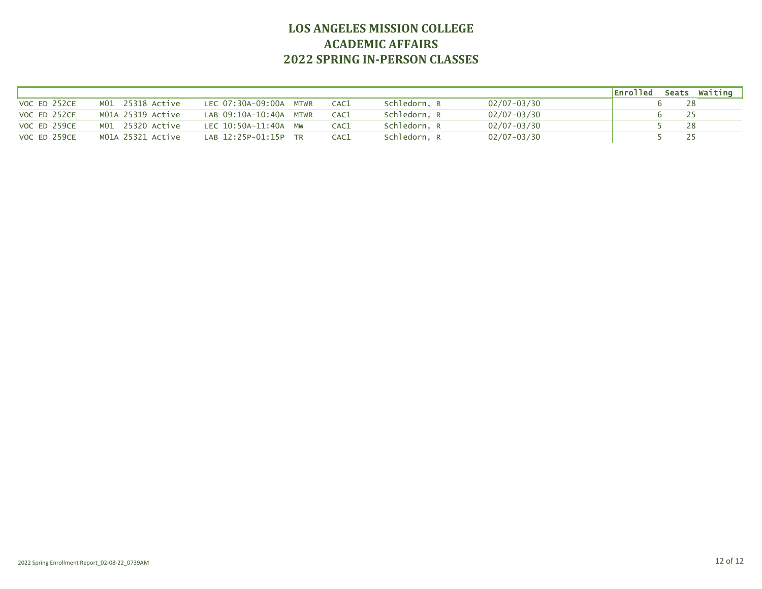# LOS ANGELES MISSION COLLEGE
# ACADEMIC AFFAIRS
# 2022 SPRING IN-PERSON CLASSES

| | | | | | | | | | | | | | | |
|---|---|---|---|---|---|---|---|---|---|---|---|---|---|---|
| | | | | | | | | | | | | Enrolled | Seats | Waiting |
| VOC ED | 252CE | M01 | 25318 | Active | LEC | 07:30A-09:00A | MTWR | CAC1 | Schledorn, R | 02/07-03/30 | | 6 | 28 | |
| VOC ED | 252CE | M01A | 25319 | Active | LAB | 09:10A-10:40A | MTWR | CAC1 | Schledorn, R | 02/07-03/30 | | 6 | 25 | |
| VOC ED | 259CE | M01 | 25320 | Active | LEC | 10:50A-11:40A | MW | CAC1 | Schledorn, R | 02/07-03/30 | | 5 | 28 | |
| VOC ED | 259CE | M01A | 25321 | Active | LAB | 12:25P-01:15P | TR | CAC1 | Schledorn, R | 02/07-03/30 | | 5 | 25 | |

2022 Spring Enrollment Report_02-08-22_0739AM